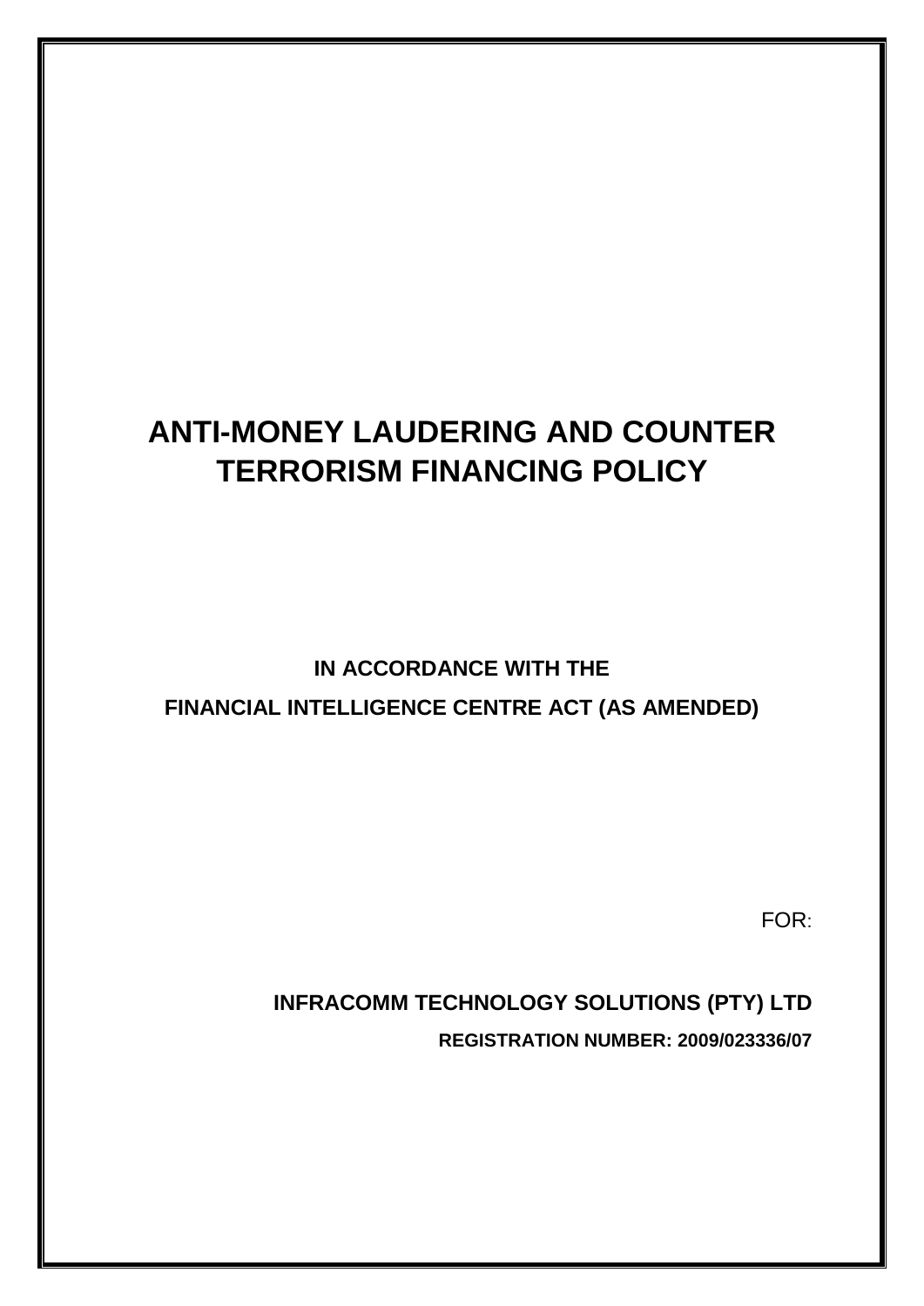# ANTI-MONEY LAUDERING AND COUNTER TERRORISM FINANCING POLICY

**IN ACCORDANCE WITH THE**

**FINANCIAL INTELLIGENCE CENTRE ACT (AS AMENDED)**

FOR:

**INFRACOMM TECHNOLOGY SOLUTIONS (PTY) LTD**

**REGISTRATION NUMBER: 2009/023336/07**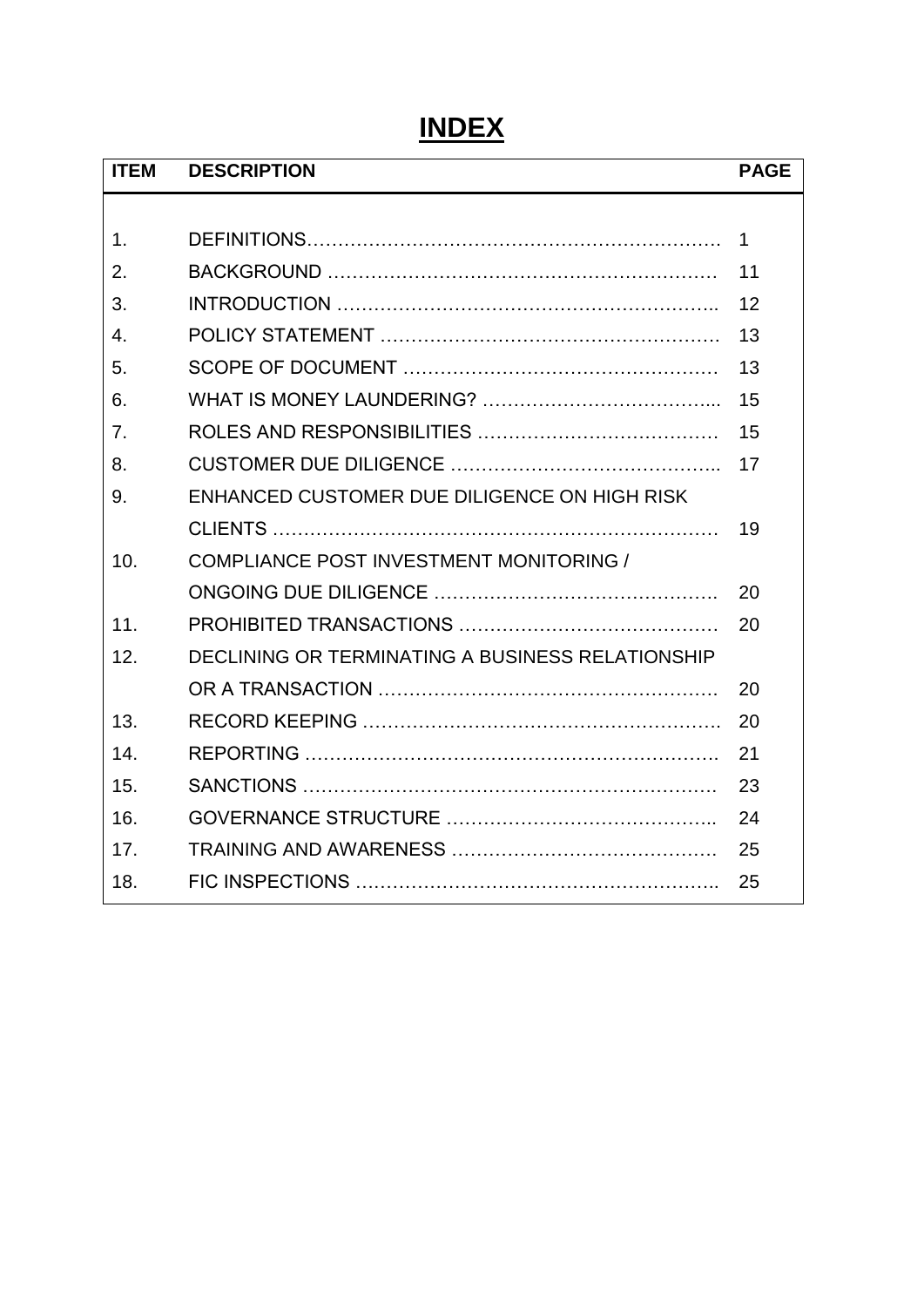# INDEX

| ITEM | DESCRIPTION | PAGE |
|---|---|---|
| 1. | DEFINITIONS | 1 |
| 2. | BACKGROUND | 11 |
| 3. | INTRODUCTION | 12 |
| 4. | POLICY STATEMENT | 13 |
| 5. | SCOPE OF DOCUMENT | 13 |
| 6. | WHAT IS MONEY LAUNDERING? | 15 |
| 7. | ROLES AND RESPONSIBILITIES | 15 |
| 8. | CUSTOMER DUE DILIGENCE | 17 |
| 9. | ENHANCED CUSTOMER DUE DILIGENCE ON HIGH RISK CLIENTS | 19 |
| 10. | COMPLIANCE POST INVESTMENT MONITORING / ONGOING DUE DILIGENCE | 20 |
| 11. | PROHIBITED TRANSACTIONS | 20 |
| 12. | DECLINING OR TERMINATING A BUSINESS RELATIONSHIP OR A TRANSACTION | 20 |
| 13. | RECORD KEEPING | 20 |
| 14. | REPORTING | 21 |
| 15. | SANCTIONS | 23 |
| 16. | GOVERNANCE STRUCTURE | 24 |
| 17. | TRAINING AND AWARENESS | 25 |
| 18. | FIC INSPECTIONS | 25 |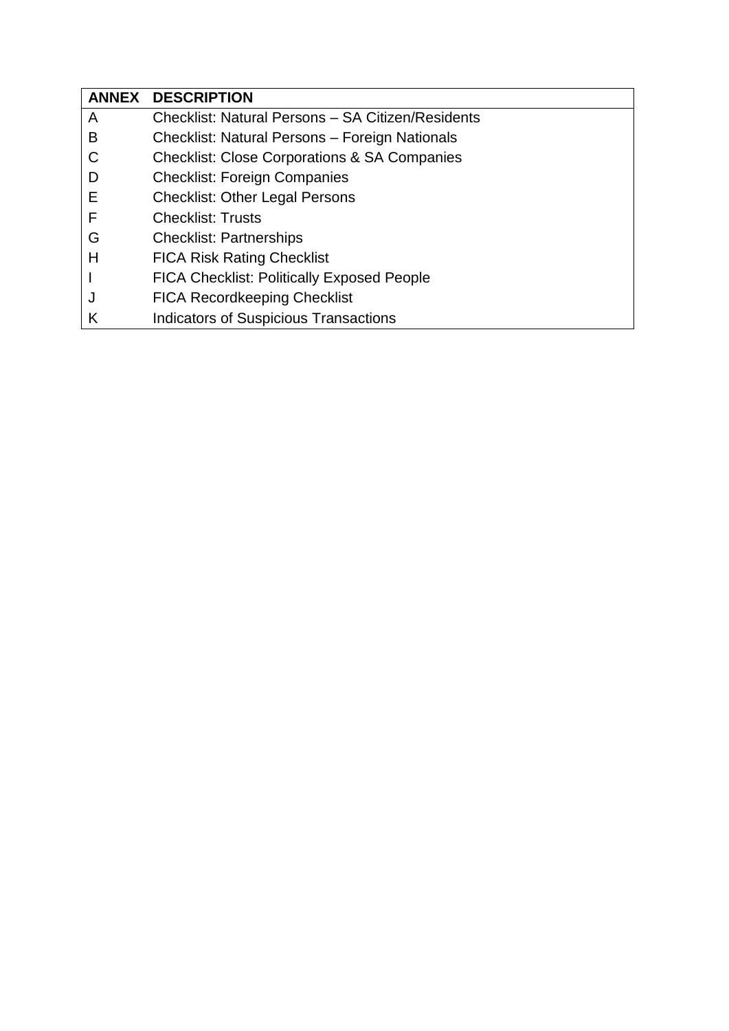| ANNEX | DESCRIPTION |
|---|---|
| A | Checklist: Natural Persons – SA Citizen/Residents |
| B | Checklist: Natural Persons – Foreign Nationals |
| C | Checklist: Close Corporations & SA Companies |
| D | Checklist: Foreign Companies |
| E | Checklist: Other Legal Persons |
| F | Checklist: Trusts |
| G | Checklist: Partnerships |
| H | FICA Risk Rating Checklist |
| I | FICA Checklist: Politically Exposed People |
| J | FICA Recordkeeping Checklist |
| K | Indicators of Suspicious Transactions |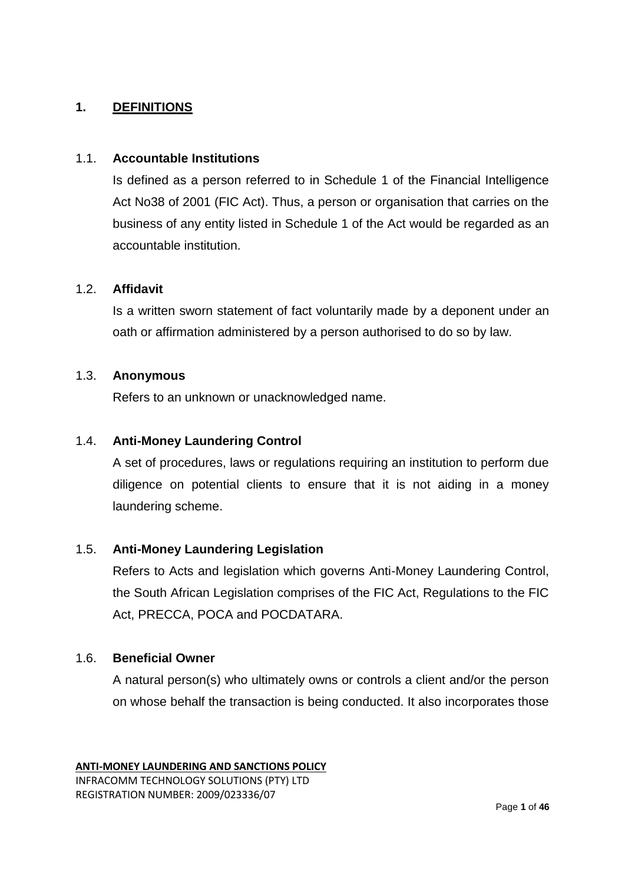# 1. DEFINITIONS

## 1.1. Accountable Institutions

Is defined as a person referred to in Schedule 1 of the Financial Intelligence Act No38 of 2001 (FIC Act). Thus, a person or organisation that carries on the business of any entity listed in Schedule 1 of the Act would be regarded as an accountable institution.

## 1.2. Affidavit

Is a written sworn statement of fact voluntarily made by a deponent under an oath or affirmation administered by a person authorised to do so by law.

## 1.3. Anonymous

Refers to an unknown or unacknowledged name.

## 1.4. Anti-Money Laundering Control

A set of procedures, laws or regulations requiring an institution to perform due diligence on potential clients to ensure that it is not aiding in a money laundering scheme.

## 1.5. Anti-Money Laundering Legislation

Refers to Acts and legislation which governs Anti-Money Laundering Control, the South African Legislation comprises of the FIC Act, Regulations to the FIC Act, PRECCA, POCA and POCDATARA.

## 1.6. Beneficial Owner

A natural person(s) who ultimately owns or controls a client and/or the person on whose behalf the transaction is being conducted. It also incorporates those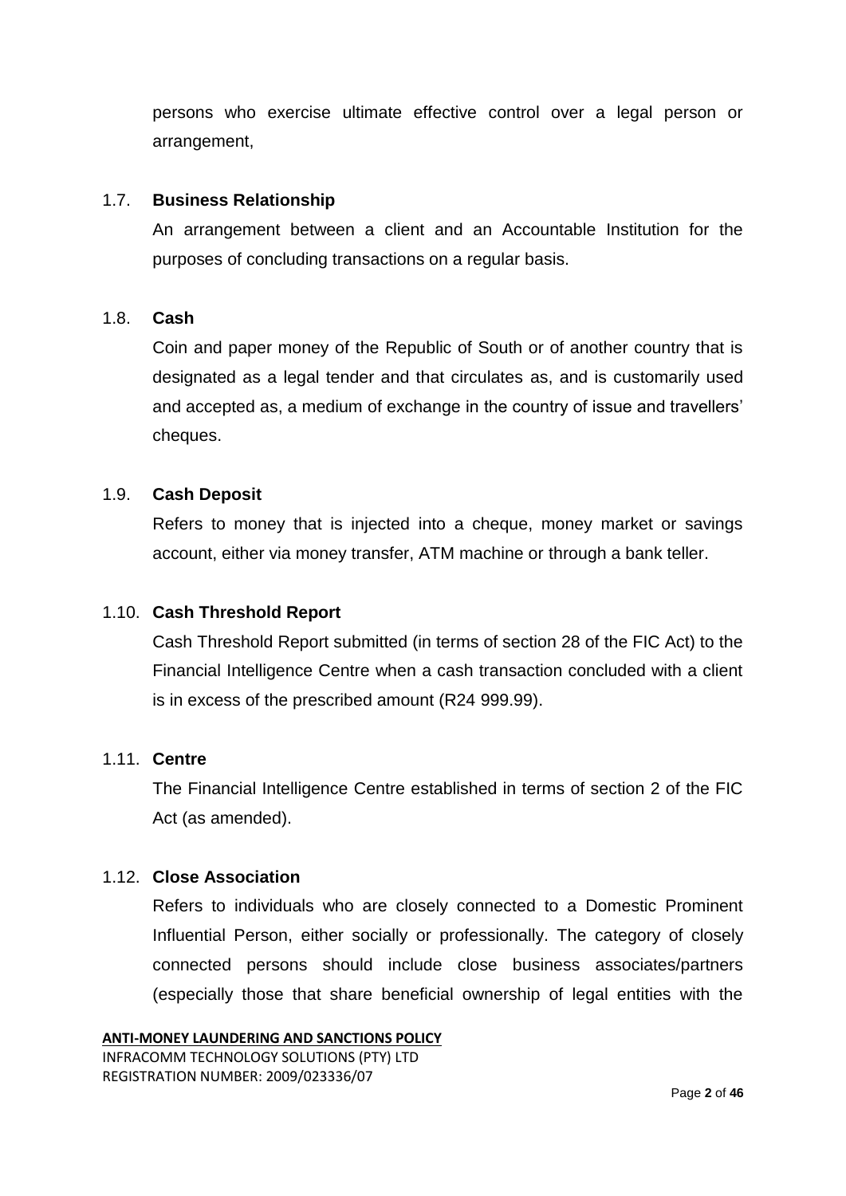persons who exercise ultimate effective control over a legal person or arrangement,

1.7. **Business Relationship**

An arrangement between a client and an Accountable Institution for the purposes of concluding transactions on a regular basis.

1.8. **Cash**

Coin and paper money of the Republic of South or of another country that is designated as a legal tender and that circulates as, and is customarily used and accepted as, a medium of exchange in the country of issue and travellers' cheques.

1.9. **Cash Deposit**

Refers to money that is injected into a cheque, money market or savings account, either via money transfer, ATM machine or through a bank teller.

1.10. **Cash Threshold Report**

Cash Threshold Report submitted (in terms of section 28 of the FIC Act) to the Financial Intelligence Centre when a cash transaction concluded with a client is in excess of the prescribed amount (R24 999.99).

1.11. **Centre**

The Financial Intelligence Centre established in terms of section 2 of the FIC Act (as amended).

1.12. **Close Association**

Refers to individuals who are closely connected to a Domestic Prominent Influential Person, either socially or professionally. The category of closely connected persons should include close business associates/partners (especially those that share beneficial ownership of legal entities with the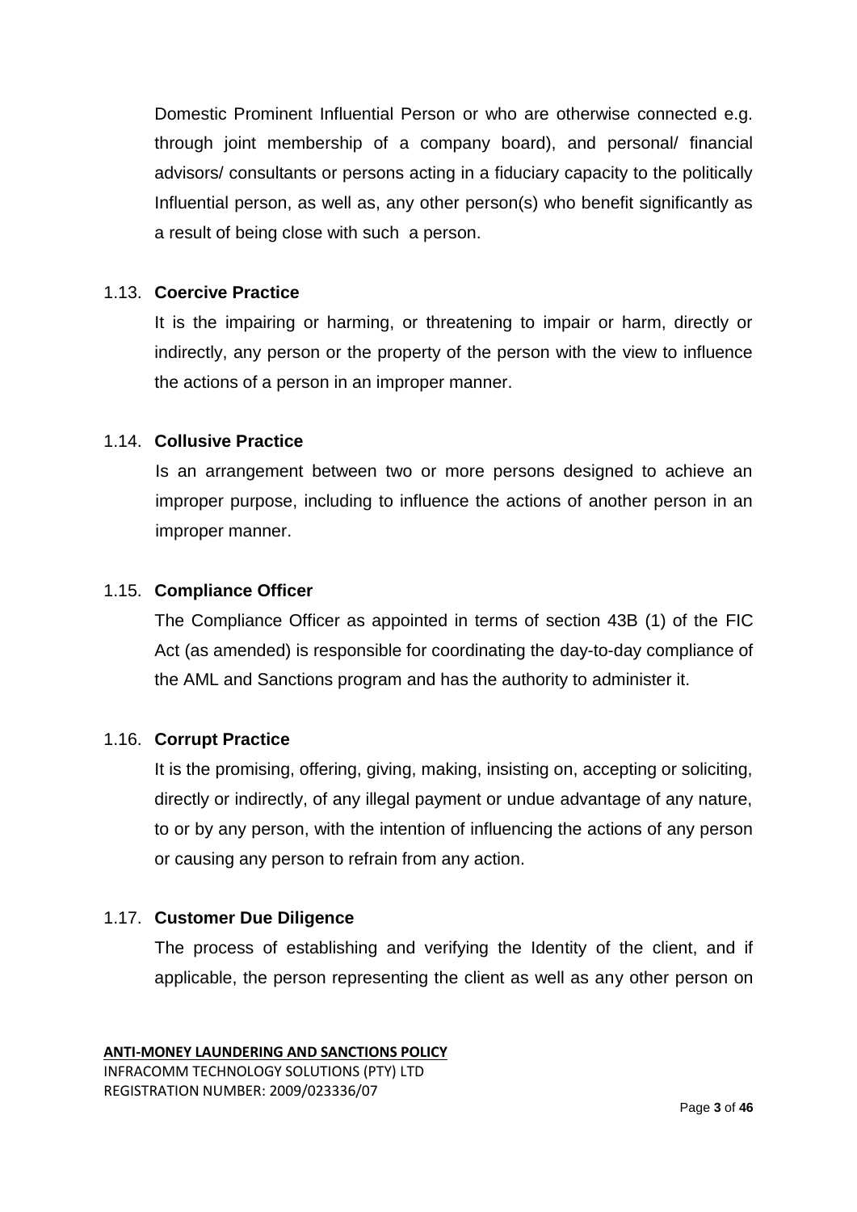Domestic Prominent Influential Person or who are otherwise connected e.g. through joint membership of a company board), and personal/ financial advisors/ consultants or persons acting in a fiduciary capacity to the politically Influential person, as well as, any other person(s) who benefit significantly as a result of being close with such a person.

### 1.13. Coercive Practice

It is the impairing or harming, or threatening to impair or harm, directly or indirectly, any person or the property of the person with the view to influence the actions of a person in an improper manner.

### 1.14. Collusive Practice

Is an arrangement between two or more persons designed to achieve an improper purpose, including to influence the actions of another person in an improper manner.

### 1.15. Compliance Officer

The Compliance Officer as appointed in terms of section 43B (1) of the FIC Act (as amended) is responsible for coordinating the day-to-day compliance of the AML and Sanctions program and has the authority to administer it.

### 1.16. Corrupt Practice

It is the promising, offering, giving, making, insisting on, accepting or soliciting, directly or indirectly, of any illegal payment or undue advantage of any nature, to or by any person, with the intention of influencing the actions of any person or causing any person to refrain from any action.

### 1.17. Customer Due Diligence

The process of establishing and verifying the Identity of the client, and if applicable, the person representing the client as well as any other person on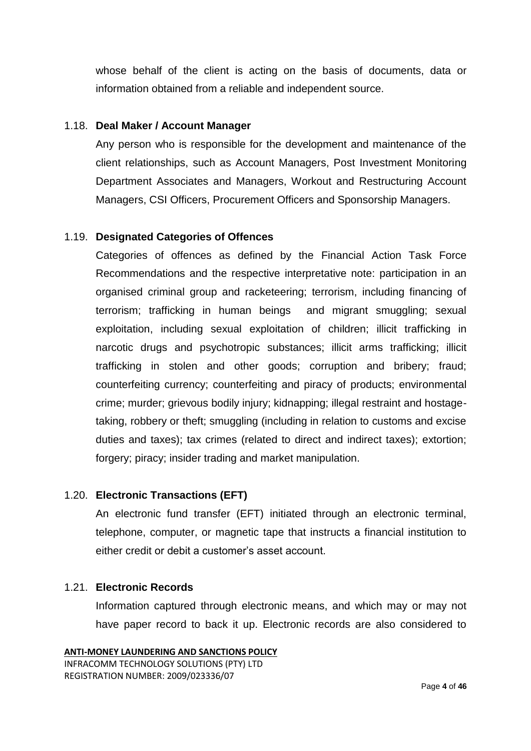whose behalf of the client is acting on the basis of documents, data or information obtained from a reliable and independent source.

### 1.18. Deal Maker / Account Manager

Any person who is responsible for the development and maintenance of the client relationships, such as Account Managers, Post Investment Monitoring Department Associates and Managers, Workout and Restructuring Account Managers, CSI Officers, Procurement Officers and Sponsorship Managers.

### 1.19. Designated Categories of Offences

Categories of offences as defined by the Financial Action Task Force Recommendations and the respective interpretative note: participation in an organised criminal group and racketeering; terrorism, including financing of terrorism; trafficking in human beings and migrant smuggling; sexual exploitation, including sexual exploitation of children; illicit trafficking in narcotic drugs and psychotropic substances; illicit arms trafficking; illicit trafficking in stolen and other goods; corruption and bribery; fraud; counterfeiting currency; counterfeiting and piracy of products; environmental crime; murder; grievous bodily injury; kidnapping; illegal restraint and hostage-taking, robbery or theft; smuggling (including in relation to customs and excise duties and taxes); tax crimes (related to direct and indirect taxes); extortion; forgery; piracy; insider trading and market manipulation.

### 1.20. Electronic Transactions (EFT)

An electronic fund transfer (EFT) initiated through an electronic terminal, telephone, computer, or magnetic tape that instructs a financial institution to either credit or debit a customer's asset account.

### 1.21. Electronic Records

Information captured through electronic means, and which may or may not have paper record to back it up. Electronic records are also considered to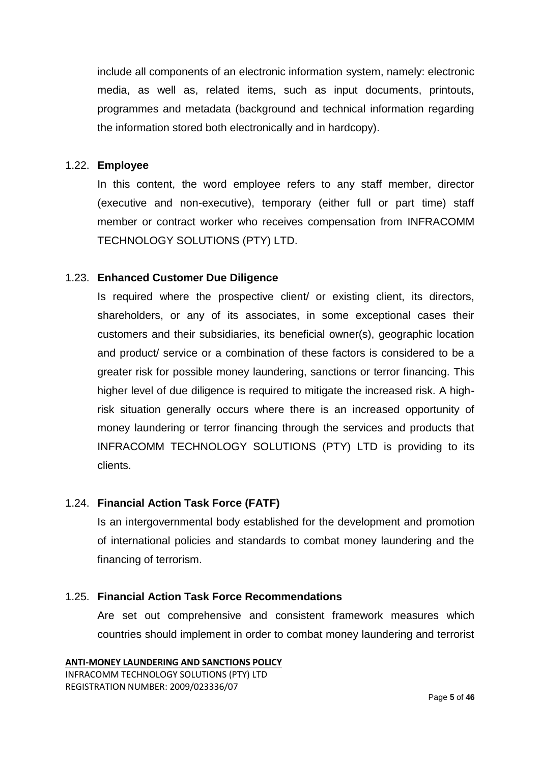include all components of an electronic information system, namely: electronic media, as well as, related items, such as input documents, printouts, programmes and metadata (background and technical information regarding the information stored both electronically and in hardcopy).

1.22. **Employee**

In this content, the word employee refers to any staff member, director (executive and non-executive), temporary (either full or part time) staff member or contract worker who receives compensation from INFRACOMM TECHNOLOGY SOLUTIONS (PTY) LTD.

1.23. **Enhanced Customer Due Diligence**

Is required where the prospective client/ or existing client, its directors, shareholders, or any of its associates, in some exceptional cases their customers and their subsidiaries, its beneficial owner(s), geographic location and product/ service or a combination of these factors is considered to be a greater risk for possible money laundering, sanctions or terror financing. This higher level of due diligence is required to mitigate the increased risk. A high-risk situation generally occurs where there is an increased opportunity of money laundering or terror financing through the services and products that INFRACOMM TECHNOLOGY SOLUTIONS (PTY) LTD is providing to its clients.

1.24. **Financial Action Task Force (FATF)**

Is an intergovernmental body established for the development and promotion of international policies and standards to combat money laundering and the financing of terrorism.

1.25. **Financial Action Task Force Recommendations**

Are set out comprehensive and consistent framework measures which countries should implement in order to combat money laundering and terrorist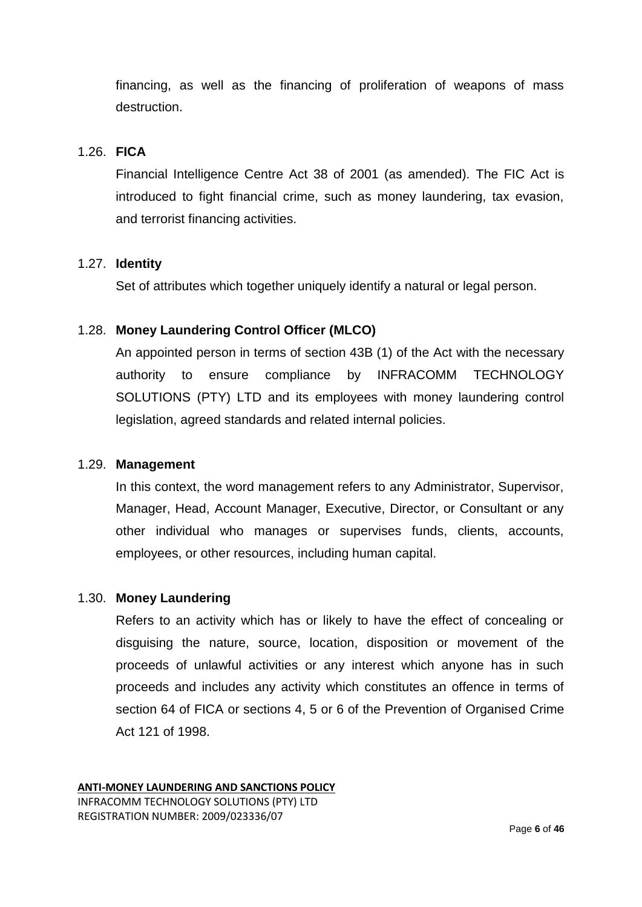financing, as well as the financing of proliferation of weapons of mass destruction.

1.26. **FICA**

Financial Intelligence Centre Act 38 of 2001 (as amended). The FIC Act is introduced to fight financial crime, such as money laundering, tax evasion, and terrorist financing activities.

1.27. **Identity**

Set of attributes which together uniquely identify a natural or legal person.

1.28. **Money Laundering Control Officer (MLCO)**

An appointed person in terms of section 43B (1) of the Act with the necessary authority to ensure compliance by INFRACOMM TECHNOLOGY SOLUTIONS (PTY) LTD and its employees with money laundering control legislation, agreed standards and related internal policies.

1.29. **Management**

In this context, the word management refers to any Administrator, Supervisor, Manager, Head, Account Manager, Executive, Director, or Consultant or any other individual who manages or supervises funds, clients, accounts, employees, or other resources, including human capital.

1.30. **Money Laundering**

Refers to an activity which has or likely to have the effect of concealing or disguising the nature, source, location, disposition or movement of the proceeds of unlawful activities or any interest which anyone has in such proceeds and includes any activity which constitutes an offence in terms of section 64 of FICA or sections 4, 5 or 6 of the Prevention of Organised Crime Act 121 of 1998.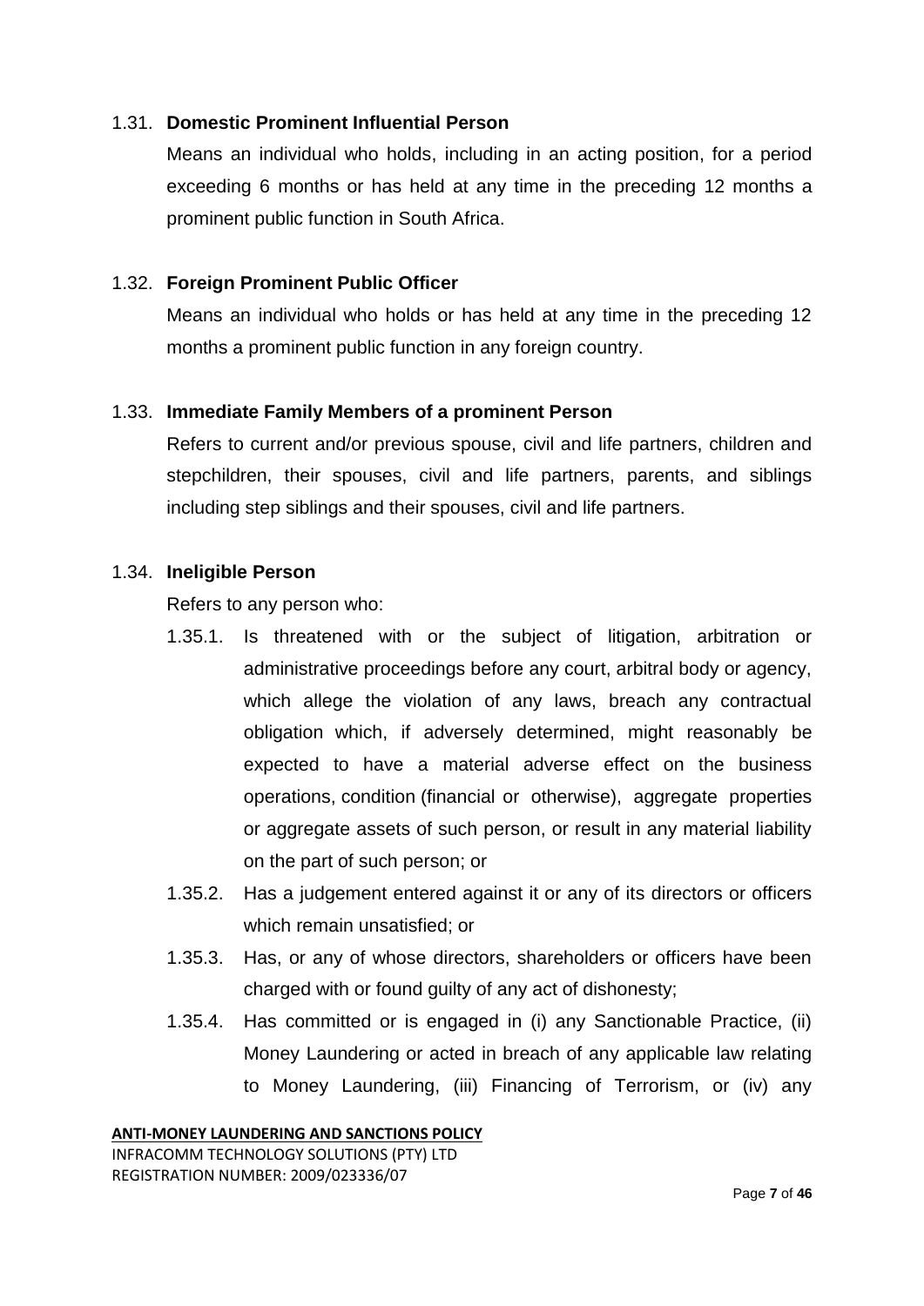1.31. **Domestic Prominent Influential Person**

Means an individual who holds, including in an acting position, for a period exceeding 6 months or has held at any time in the preceding 12 months a prominent public function in South Africa.

1.32. **Foreign Prominent Public Officer**

Means an individual who holds or has held at any time in the preceding 12 months a prominent public function in any foreign country.

1.33. **Immediate Family Members of a prominent Person**

Refers to current and/or previous spouse, civil and life partners, children and stepchildren, their spouses, civil and life partners, parents, and siblings including step siblings and their spouses, civil and life partners.

1.34. **Ineligible Person**

Refers to any person who:

1.35.1. Is threatened with or the subject of litigation, arbitration or administrative proceedings before any court, arbitral body or agency, which allege the violation of any laws, breach any contractual obligation which, if adversely determined, might reasonably be expected to have a material adverse effect on the business operations, condition (financial or otherwise), aggregate properties or aggregate assets of such person, or result in any material liability on the part of such person; or

1.35.2. Has a judgement entered against it or any of its directors or officers which remain unsatisfied; or

1.35.3. Has, or any of whose directors, shareholders or officers have been charged with or found guilty of any act of dishonesty;

1.35.4. Has committed or is engaged in (i) any Sanctionable Practice, (ii) Money Laundering or acted in breach of any applicable law relating to Money Laundering, (iii) Financing of Terrorism, or (iv) any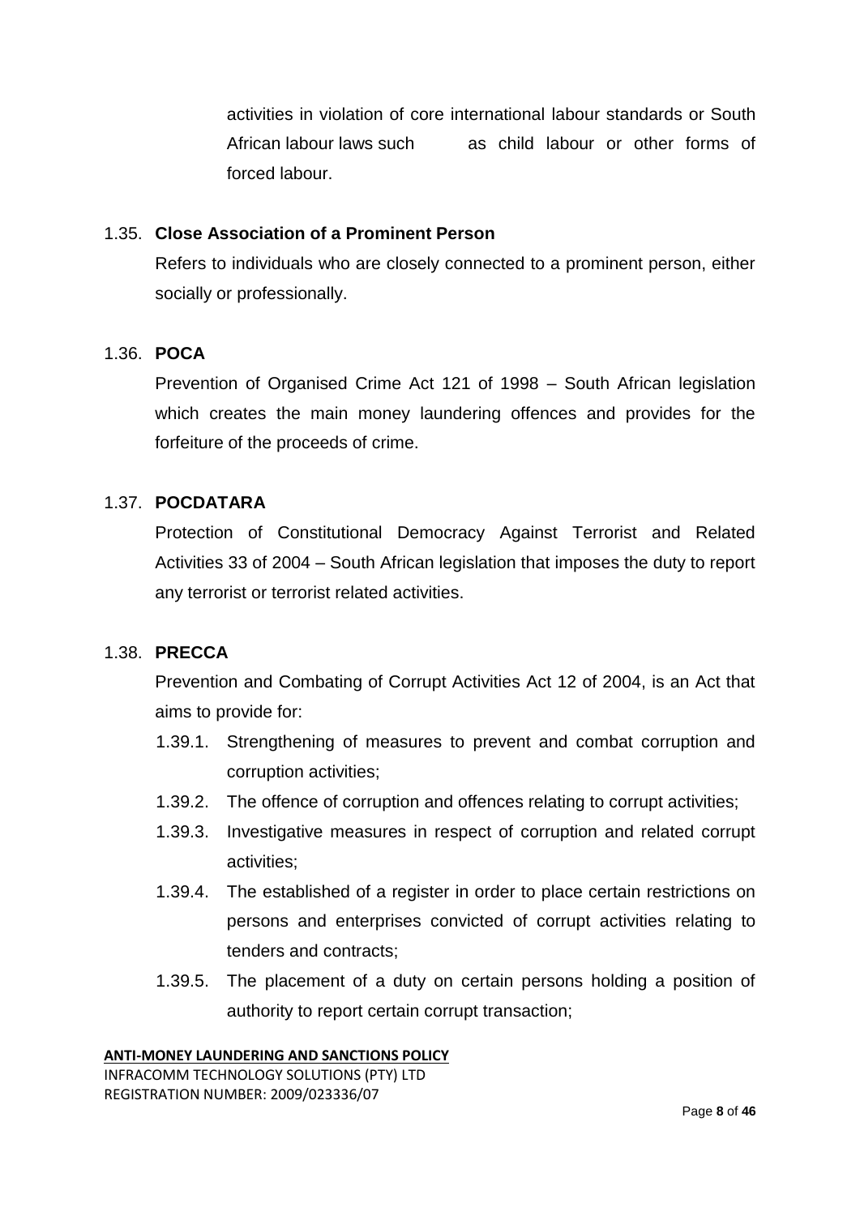activities in violation of core international labour standards or South African labour laws such as child labour or other forms of forced labour.

1.35. **Close Association of a Prominent Person**

Refers to individuals who are closely connected to a prominent person, either socially or professionally.

1.36. **POCA**

Prevention of Organised Crime Act 121 of 1998 – South African legislation which creates the main money laundering offences and provides for the forfeiture of the proceeds of crime.

1.37. **POCDATARA**

Protection of Constitutional Democracy Against Terrorist and Related Activities 33 of 2004 – South African legislation that imposes the duty to report any terrorist or terrorist related activities.

1.38. **PRECCA**

Prevention and Combating of Corrupt Activities Act 12 of 2004, is an Act that aims to provide for:

1.39.1. Strengthening of measures to prevent and combat corruption and corruption activities;

1.39.2. The offence of corruption and offences relating to corrupt activities;

1.39.3. Investigative measures in respect of corruption and related corrupt activities;

1.39.4. The established of a register in order to place certain restrictions on persons and enterprises convicted of corrupt activities relating to tenders and contracts;

1.39.5. The placement of a duty on certain persons holding a position of authority to report certain corrupt transaction;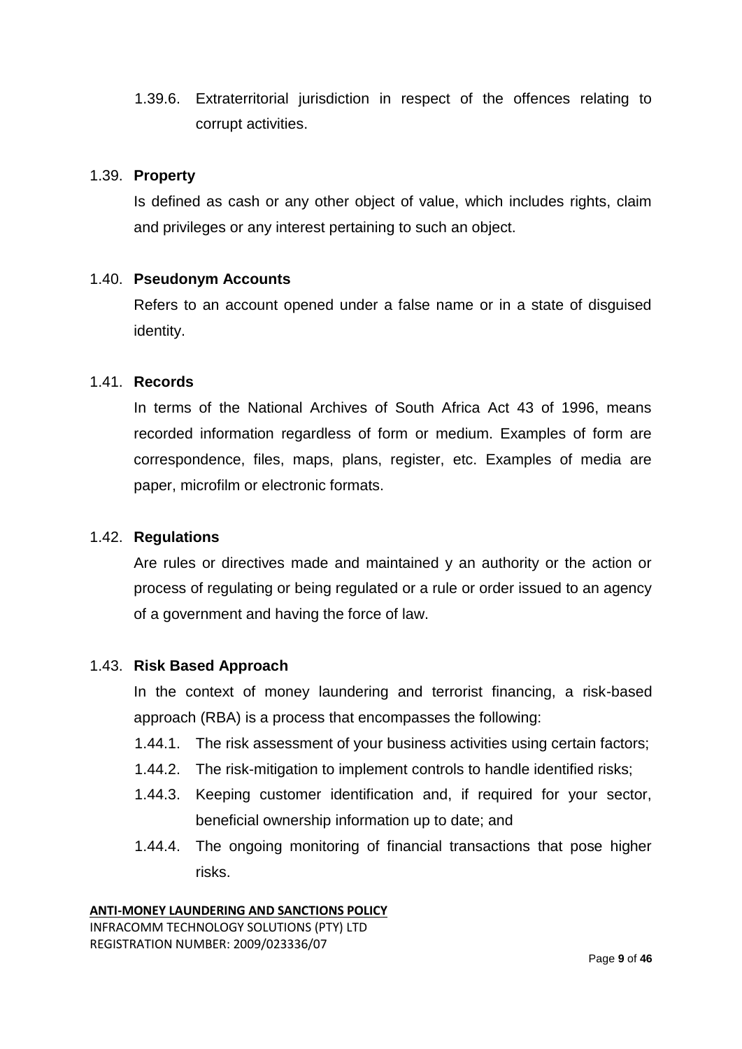1.39.6. Extraterritorial jurisdiction in respect of the offences relating to corrupt activities.

### 1.39. **Property**

Is defined as cash or any other object of value, which includes rights, claim and privileges or any interest pertaining to such an object.

### 1.40. **Pseudonym Accounts**

Refers to an account opened under a false name or in a state of disguised identity.

### 1.41. **Records**

In terms of the National Archives of South Africa Act 43 of 1996, means recorded information regardless of form or medium. Examples of form are correspondence, files, maps, plans, register, etc. Examples of media are paper, microfilm or electronic formats.

### 1.42. **Regulations**

Are rules or directives made and maintained y an authority or the action or process of regulating or being regulated or a rule or order issued to an agency of a government and having the force of law.

### 1.43. **Risk Based Approach**

In the context of money laundering and terrorist financing, a risk-based approach (RBA) is a process that encompasses the following:

- 1.44.1. The risk assessment of your business activities using certain factors;
- 1.44.2. The risk-mitigation to implement controls to handle identified risks;
- 1.44.3. Keeping customer identification and, if required for your sector, beneficial ownership information up to date; and
- 1.44.4. The ongoing monitoring of financial transactions that pose higher risks.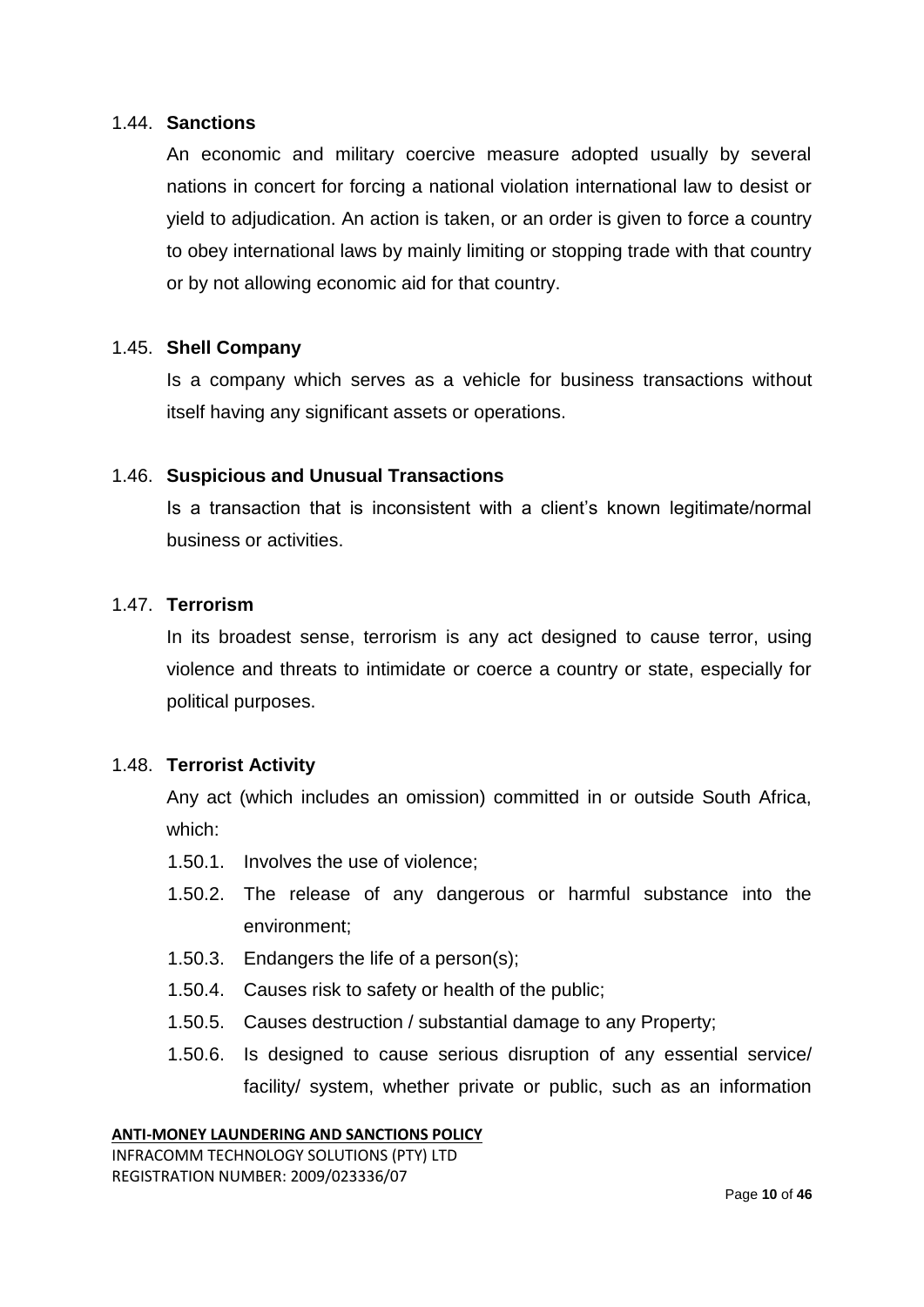1.44. **Sanctions**

An economic and military coercive measure adopted usually by several nations in concert for forcing a national violation international law to desist or yield to adjudication. An action is taken, or an order is given to force a country to obey international laws by mainly limiting or stopping trade with that country or by not allowing economic aid for that country.

1.45. **Shell Company**

Is a company which serves as a vehicle for business transactions without itself having any significant assets or operations.

1.46. **Suspicious and Unusual Transactions**

Is a transaction that is inconsistent with a client's known legitimate/normal business or activities.

1.47. **Terrorism**

In its broadest sense, terrorism is any act designed to cause terror, using violence and threats to intimidate or coerce a country or state, especially for political purposes.

1.48. **Terrorist Activity**

Any act (which includes an omission) committed in or outside South Africa, which:

- 1.50.1. Involves the use of violence;
- 1.50.2. The release of any dangerous or harmful substance into the environment;
- 1.50.3. Endangers the life of a person(s);
- 1.50.4. Causes risk to safety or health of the public;
- 1.50.5. Causes destruction / substantial damage to any Property;
- 1.50.6. Is designed to cause serious disruption of any essential service/ facility/ system, whether private or public, such as an information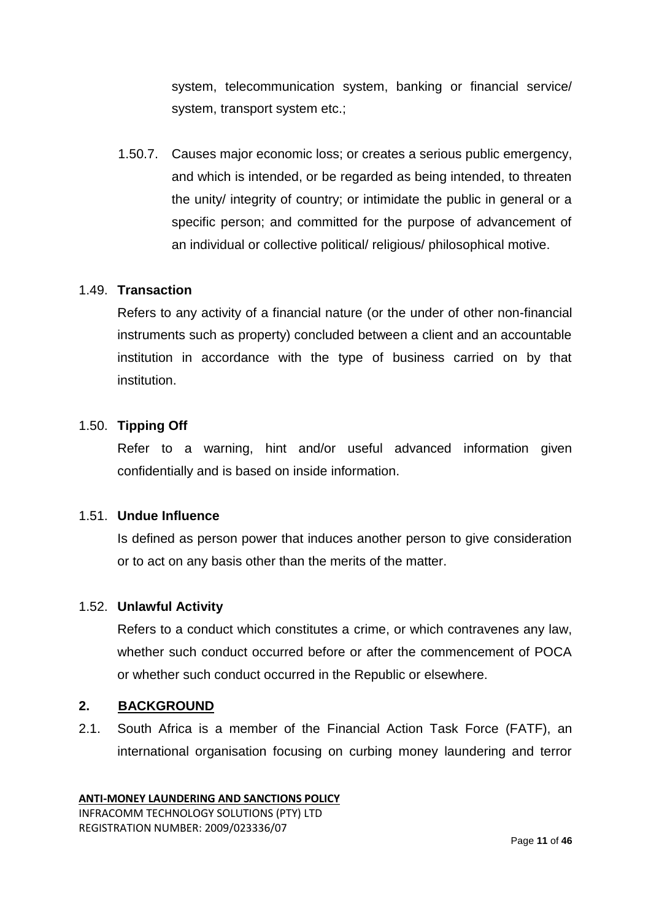system, telecommunication system, banking or financial service/ system, transport system etc.;

1.50.7. Causes major economic loss; or creates a serious public emergency, and which is intended, or be regarded as being intended, to threaten the unity/ integrity of country; or intimidate the public in general or a specific person; and committed for the purpose of advancement of an individual or collective political/ religious/ philosophical motive.

1.49. **Transaction**

Refers to any activity of a financial nature (or the under of other non-financial instruments such as property) concluded between a client and an accountable institution in accordance with the type of business carried on by that institution.

1.50. **Tipping Off**

Refer to a warning, hint and/or useful advanced information given confidentially and is based on inside information.

1.51. **Undue Influence**

Is defined as person power that induces another person to give consideration or to act on any basis other than the merits of the matter.

1.52. **Unlawful Activity**

Refers to a conduct which constitutes a crime, or which contravenes any law, whether such conduct occurred before or after the commencement of POCA or whether such conduct occurred in the Republic or elsewhere.

## 2. BACKGROUND

2.1. South Africa is a member of the Financial Action Task Force (FATF), an international organisation focusing on curbing money laundering and terror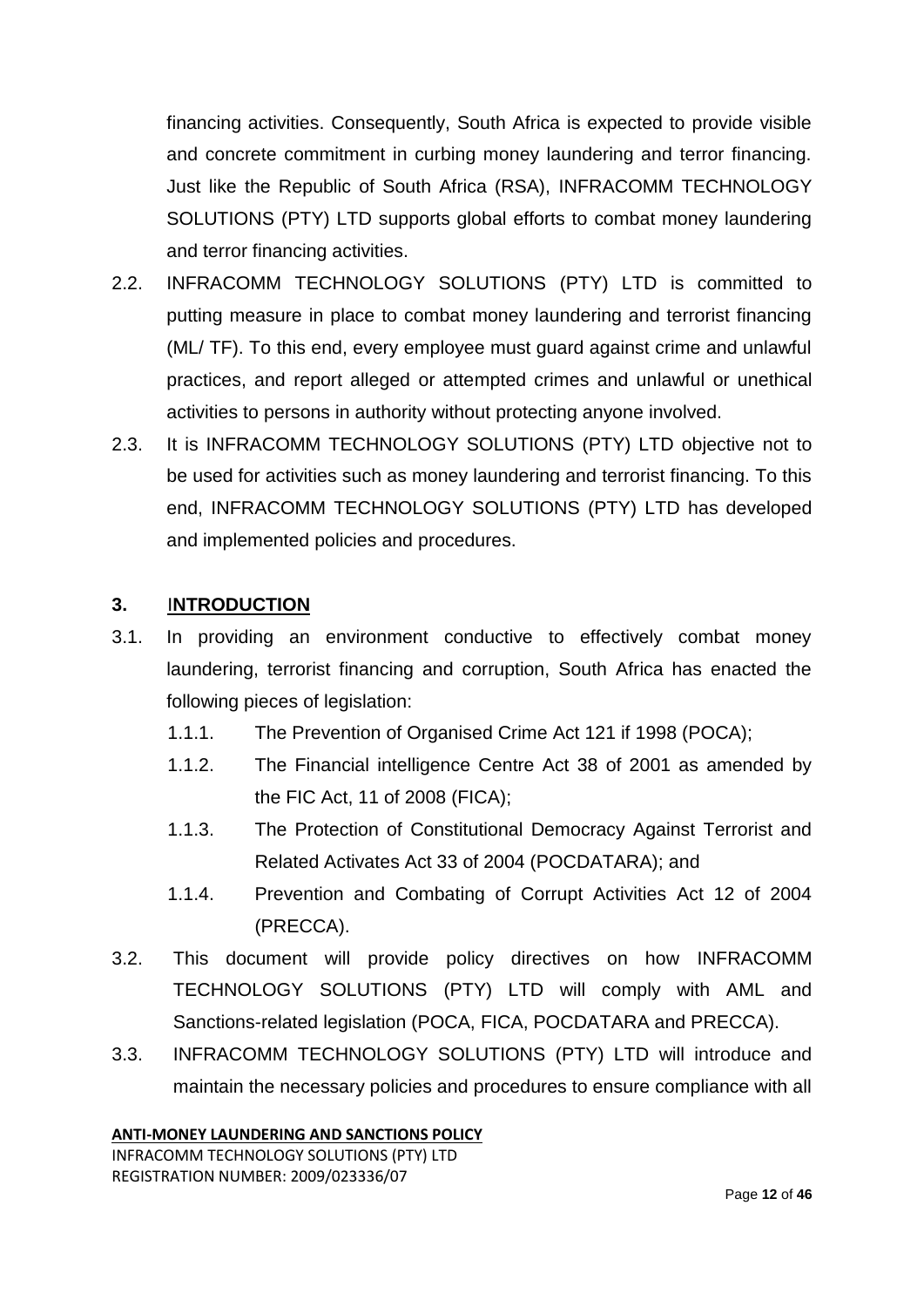financing activities. Consequently, South Africa is expected to provide visible and concrete commitment in curbing money laundering and terror financing. Just like the Republic of South Africa (RSA), INFRACOMM TECHNOLOGY SOLUTIONS (PTY) LTD supports global efforts to combat money laundering and terror financing activities.

2.2. INFRACOMM TECHNOLOGY SOLUTIONS (PTY) LTD is committed to putting measure in place to combat money laundering and terrorist financing (ML/ TF). To this end, every employee must guard against crime and unlawful practices, and report alleged or attempted crimes and unlawful or unethical activities to persons in authority without protecting anyone involved.

2.3. It is INFRACOMM TECHNOLOGY SOLUTIONS (PTY) LTD objective not to be used for activities such as money laundering and terrorist financing. To this end, INFRACOMM TECHNOLOGY SOLUTIONS (PTY) LTD has developed and implemented policies and procedures.

## 3. INTRODUCTION

3.1. In providing an environment conductive to effectively combat money laundering, terrorist financing and corruption, South Africa has enacted the following pieces of legislation:

1.1.1. The Prevention of Organised Crime Act 121 if 1998 (POCA);

1.1.2. The Financial intelligence Centre Act 38 of 2001 as amended by the FIC Act, 11 of 2008 (FICA);

1.1.3. The Protection of Constitutional Democracy Against Terrorist and Related Activates Act 33 of 2004 (POCDATARA); and

1.1.4. Prevention and Combating of Corrupt Activities Act 12 of 2004 (PRECCA).

3.2. This document will provide policy directives on how INFRACOMM TECHNOLOGY SOLUTIONS (PTY) LTD will comply with AML and Sanctions-related legislation (POCA, FICA, POCDATARA and PRECCA).

3.3. INFRACOMM TECHNOLOGY SOLUTIONS (PTY) LTD will introduce and maintain the necessary policies and procedures to ensure compliance with all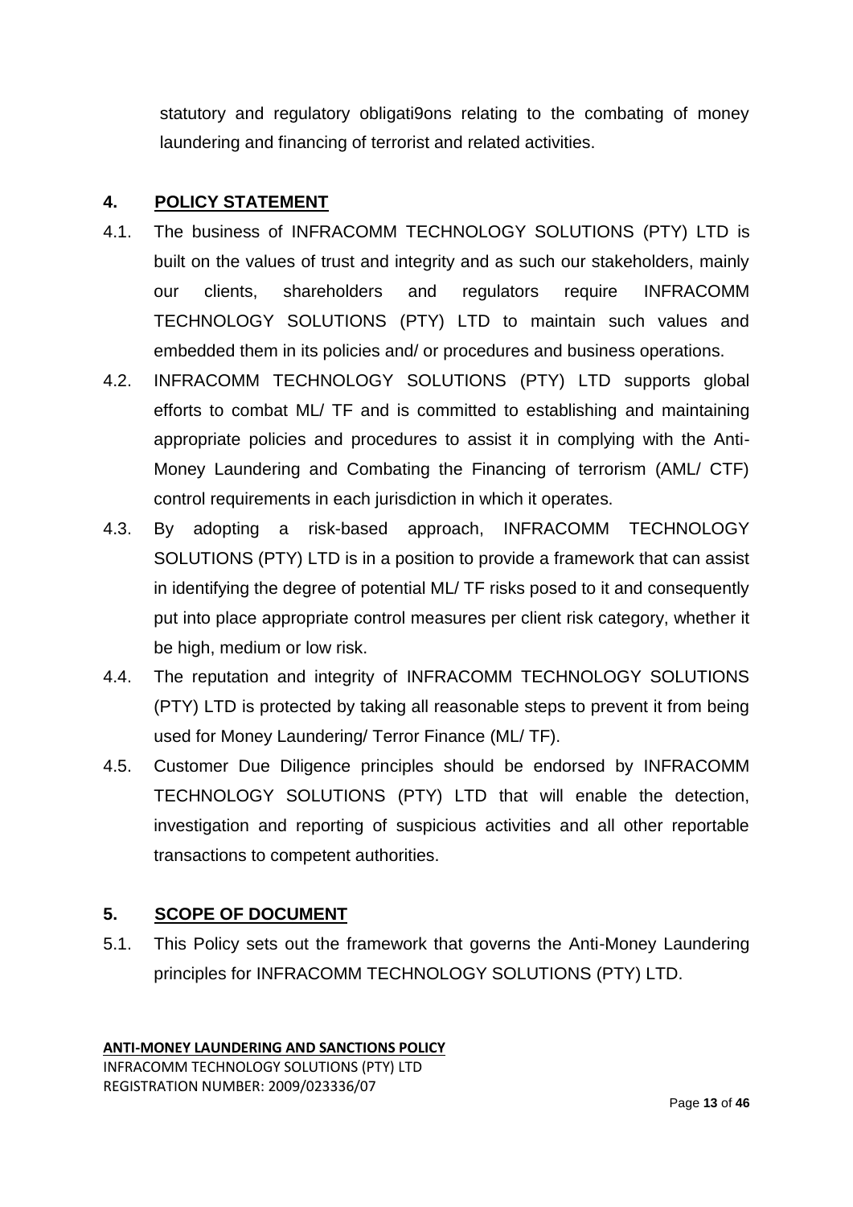statutory and regulatory obligati9ons relating to the combating of money laundering and financing of terrorist and related activities.

## 4. POLICY STATEMENT

4.1. The business of INFRACOMM TECHNOLOGY SOLUTIONS (PTY) LTD is built on the values of trust and integrity and as such our stakeholders, mainly our clients, shareholders and regulators require INFRACOMM TECHNOLOGY SOLUTIONS (PTY) LTD to maintain such values and embedded them in its policies and/ or procedures and business operations.

4.2. INFRACOMM TECHNOLOGY SOLUTIONS (PTY) LTD supports global efforts to combat ML/ TF and is committed to establishing and maintaining appropriate policies and procedures to assist it in complying with the Anti-Money Laundering and Combating the Financing of terrorism (AML/ CTF) control requirements in each jurisdiction in which it operates.

4.3. By adopting a risk-based approach, INFRACOMM TECHNOLOGY SOLUTIONS (PTY) LTD is in a position to provide a framework that can assist in identifying the degree of potential ML/ TF risks posed to it and consequently put into place appropriate control measures per client risk category, whether it be high, medium or low risk.

4.4. The reputation and integrity of INFRACOMM TECHNOLOGY SOLUTIONS (PTY) LTD is protected by taking all reasonable steps to prevent it from being used for Money Laundering/ Terror Finance (ML/ TF).

4.5. Customer Due Diligence principles should be endorsed by INFRACOMM TECHNOLOGY SOLUTIONS (PTY) LTD that will enable the detection, investigation and reporting of suspicious activities and all other reportable transactions to competent authorities.

## 5. SCOPE OF DOCUMENT

5.1. This Policy sets out the framework that governs the Anti-Money Laundering principles for INFRACOMM TECHNOLOGY SOLUTIONS (PTY) LTD.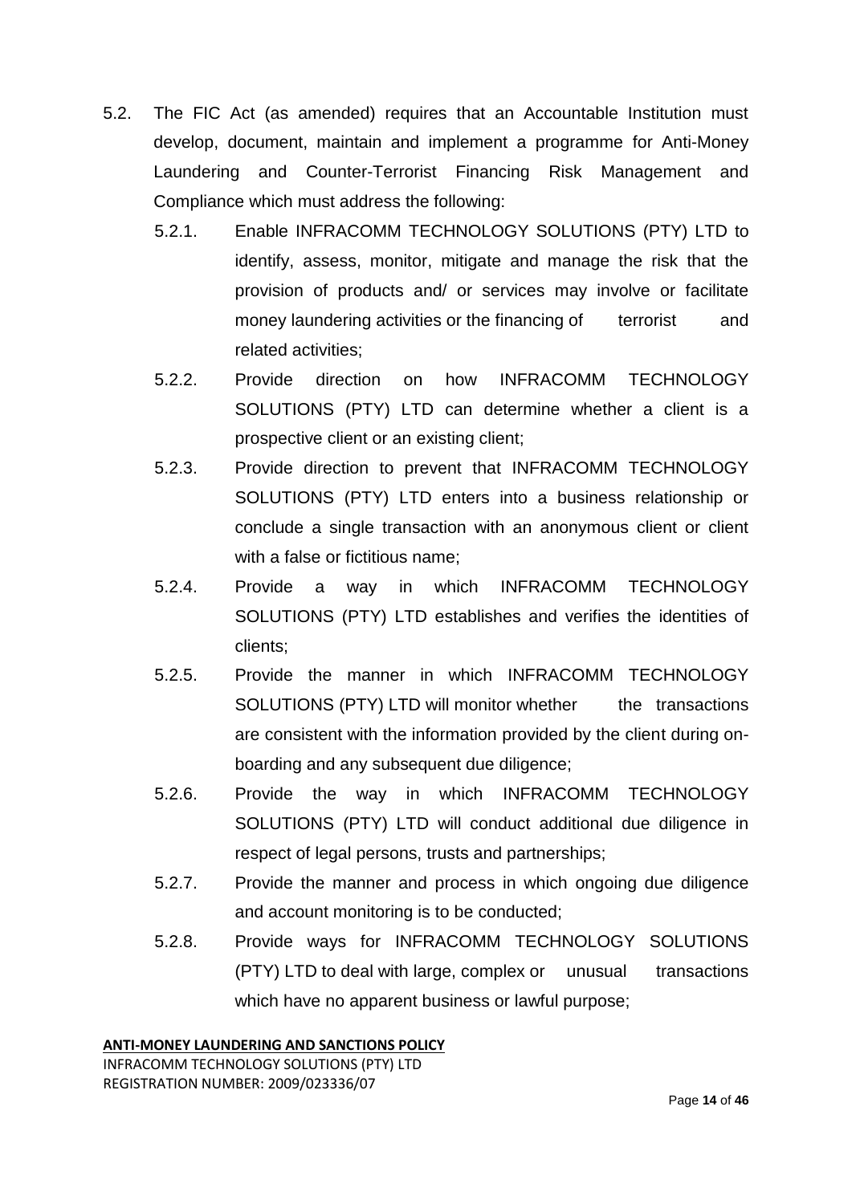5.2. The FIC Act (as amended) requires that an Accountable Institution must develop, document, maintain and implement a programme for Anti-Money Laundering and Counter-Terrorist Financing Risk Management and Compliance which must address the following:

- 5.2.1. Enable INFRACOMM TECHNOLOGY SOLUTIONS (PTY) LTD to identify, assess, monitor, mitigate and manage the risk that the provision of products and/ or services may involve or facilitate money laundering activities or the financing of terrorist and related activities;
- 5.2.2. Provide direction on how INFRACOMM TECHNOLOGY SOLUTIONS (PTY) LTD can determine whether a client is a prospective client or an existing client;
- 5.2.3. Provide direction to prevent that INFRACOMM TECHNOLOGY SOLUTIONS (PTY) LTD enters into a business relationship or conclude a single transaction with an anonymous client or client with a false or fictitious name;
- 5.2.4. Provide a way in which INFRACOMM TECHNOLOGY SOLUTIONS (PTY) LTD establishes and verifies the identities of clients;
- 5.2.5. Provide the manner in which INFRACOMM TECHNOLOGY SOLUTIONS (PTY) LTD will monitor whether the transactions are consistent with the information provided by the client during on-boarding and any subsequent due diligence;
- 5.2.6. Provide the way in which INFRACOMM TECHNOLOGY SOLUTIONS (PTY) LTD will conduct additional due diligence in respect of legal persons, trusts and partnerships;
- 5.2.7. Provide the manner and process in which ongoing due diligence and account monitoring is to be conducted;
- 5.2.8. Provide ways for INFRACOMM TECHNOLOGY SOLUTIONS (PTY) LTD to deal with large, complex or unusual transactions which have no apparent business or lawful purpose;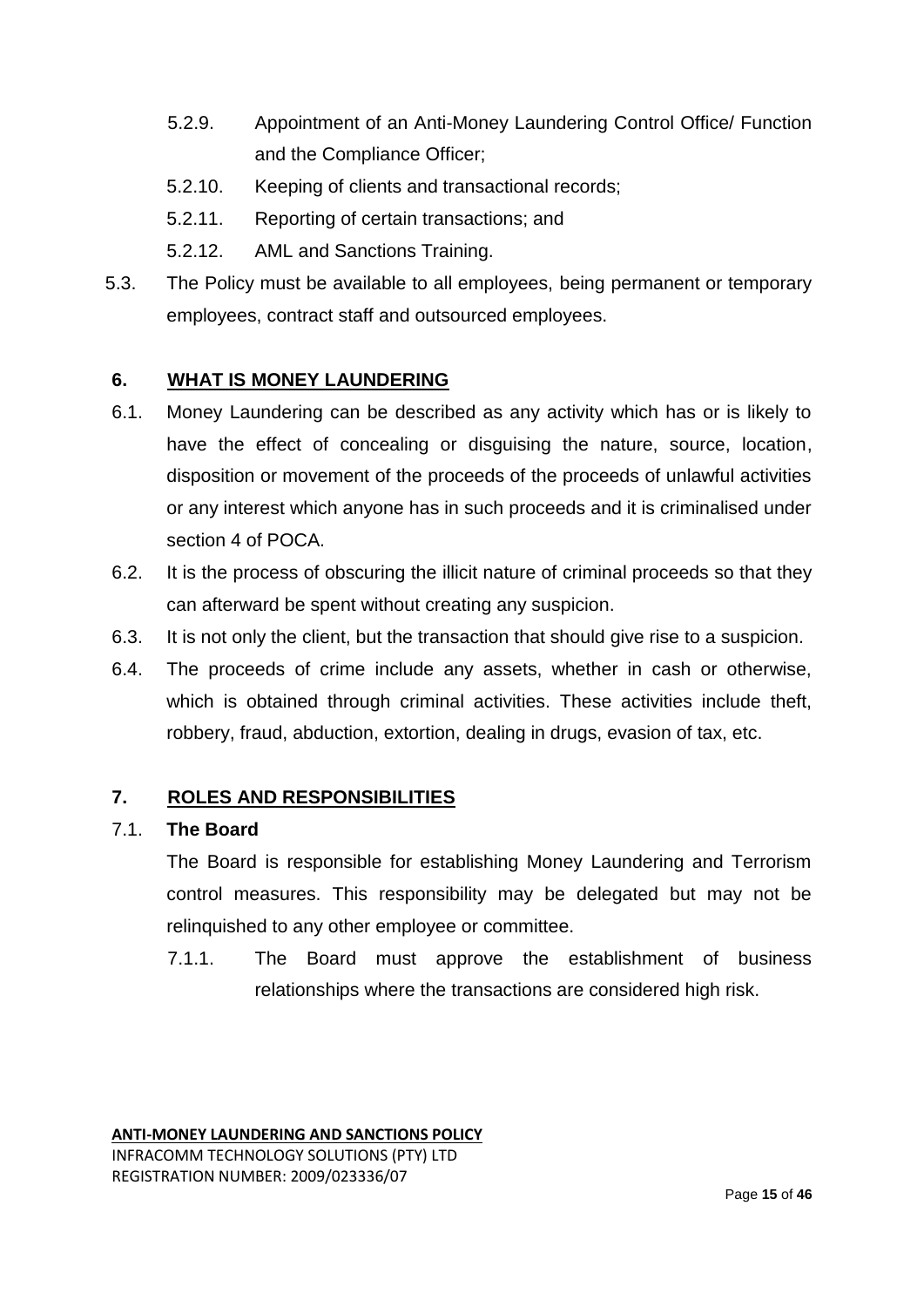5.2.9. Appointment of an Anti-Money Laundering Control Office/ Function and the Compliance Officer;

5.2.10. Keeping of clients and transactional records;

5.2.11. Reporting of certain transactions; and

5.2.12. AML and Sanctions Training.

5.3. The Policy must be available to all employees, being permanent or temporary employees, contract staff and outsourced employees.

## 6. WHAT IS MONEY LAUNDERING

6.1. Money Laundering can be described as any activity which has or is likely to have the effect of concealing or disguising the nature, source, location, disposition or movement of the proceeds of the proceeds of unlawful activities or any interest which anyone has in such proceeds and it is criminalised under section 4 of POCA.

6.2. It is the process of obscuring the illicit nature of criminal proceeds so that they can afterward be spent without creating any suspicion.

6.3. It is not only the client, but the transaction that should give rise to a suspicion.

6.4. The proceeds of crime include any assets, whether in cash or otherwise, which is obtained through criminal activities. These activities include theft, robbery, fraud, abduction, extortion, dealing in drugs, evasion of tax, etc.

## 7. ROLES AND RESPONSIBILITIES

### 7.1. The Board

The Board is responsible for establishing Money Laundering and Terrorism control measures. This responsibility may be delegated but may not be relinquished to any other employee or committee.

7.1.1. The Board must approve the establishment of business relationships where the transactions are considered high risk.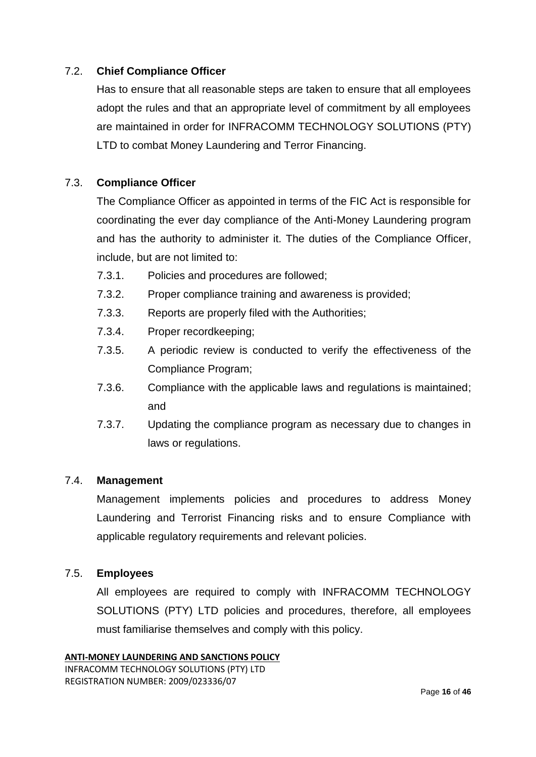## 7.2. Chief Compliance Officer

Has to ensure that all reasonable steps are taken to ensure that all employees adopt the rules and that an appropriate level of commitment by all employees are maintained in order for INFRACOMM TECHNOLOGY SOLUTIONS (PTY) LTD to combat Money Laundering and Terror Financing.

## 7.3. Compliance Officer

The Compliance Officer as appointed in terms of the FIC Act is responsible for coordinating the ever day compliance of the Anti-Money Laundering program and has the authority to administer it. The duties of the Compliance Officer, include, but are not limited to:

- 7.3.1. Policies and procedures are followed;
- 7.3.2. Proper compliance training and awareness is provided;
- 7.3.3. Reports are properly filed with the Authorities;
- 7.3.4. Proper recordkeeping;
- 7.3.5. A periodic review is conducted to verify the effectiveness of the Compliance Program;
- 7.3.6. Compliance with the applicable laws and regulations is maintained; and
- 7.3.7. Updating the compliance program as necessary due to changes in laws or regulations.

## 7.4. Management

Management implements policies and procedures to address Money Laundering and Terrorist Financing risks and to ensure Compliance with applicable regulatory requirements and relevant policies.

## 7.5. Employees

All employees are required to comply with INFRACOMM TECHNOLOGY SOLUTIONS (PTY) LTD policies and procedures, therefore, all employees must familiarise themselves and comply with this policy.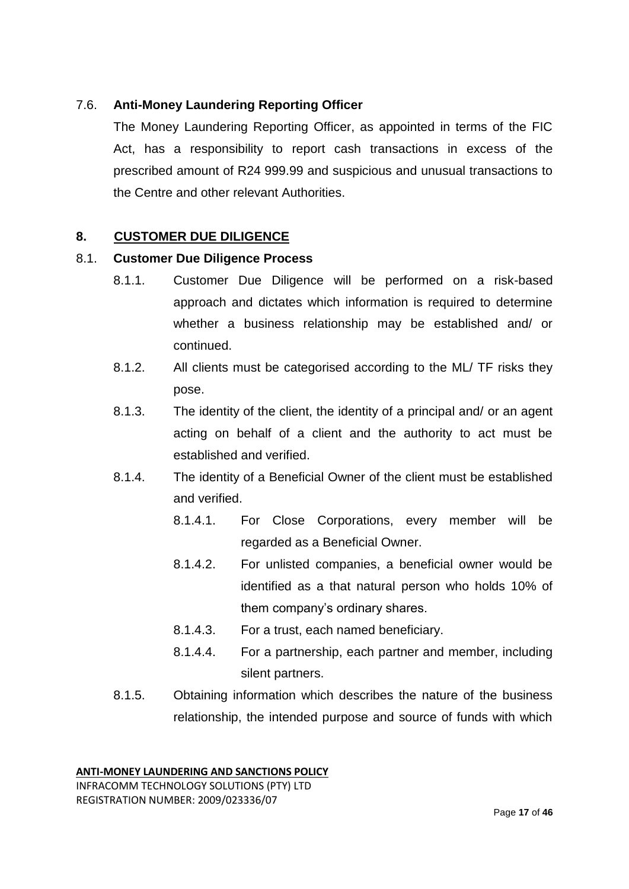### 7.6. **Anti-Money Laundering Reporting Officer**

The Money Laundering Reporting Officer, as appointed in terms of the FIC Act, has a responsibility to report cash transactions in excess of the prescribed amount of R24 999.99 and suspicious and unusual transactions to the Centre and other relevant Authorities.

## 8. CUSTOMER DUE DILIGENCE

### 8.1. **Customer Due Diligence Process**

8.1.1. Customer Due Diligence will be performed on a risk-based approach and dictates which information is required to determine whether a business relationship may be established and/ or continued.

8.1.2. All clients must be categorised according to the ML/ TF risks they pose.

8.1.3. The identity of the client, the identity of a principal and/ or an agent acting on behalf of a client and the authority to act must be established and verified.

8.1.4. The identity of a Beneficial Owner of the client must be established and verified.

8.1.4.1. For Close Corporations, every member will be regarded as a Beneficial Owner.

8.1.4.2. For unlisted companies, a beneficial owner would be identified as a that natural person who holds 10% of them company's ordinary shares.

8.1.4.3. For a trust, each named beneficiary.

8.1.4.4. For a partnership, each partner and member, including silent partners.

8.1.5. Obtaining information which describes the nature of the business relationship, the intended purpose and source of funds with which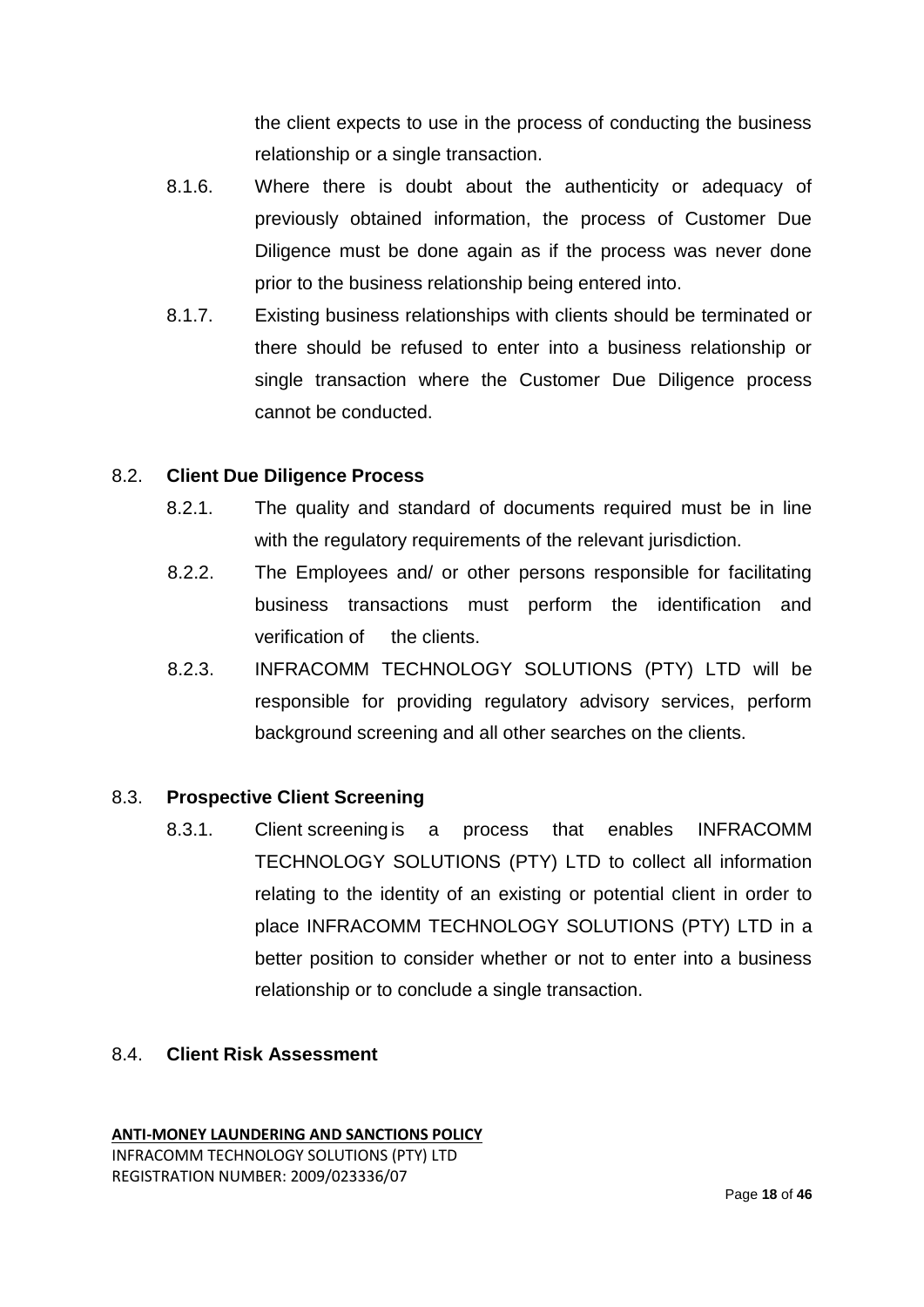the client expects to use in the process of conducting the business relationship or a single transaction.

8.1.6. Where there is doubt about the authenticity or adequacy of previously obtained information, the process of Customer Due Diligence must be done again as if the process was never done prior to the business relationship being entered into.

8.1.7. Existing business relationships with clients should be terminated or there should be refused to enter into a business relationship or single transaction where the Customer Due Diligence process cannot be conducted.

8.2. **Client Due Diligence Process**

8.2.1. The quality and standard of documents required must be in line with the regulatory requirements of the relevant jurisdiction.

8.2.2. The Employees and/ or other persons responsible for facilitating business transactions must perform the identification and verification of the clients.

8.2.3. INFRACOMM TECHNOLOGY SOLUTIONS (PTY) LTD will be responsible for providing regulatory advisory services, perform background screening and all other searches on the clients.

8.3. **Prospective Client Screening**

8.3.1. Client screening is a process that enables INFRACOMM TECHNOLOGY SOLUTIONS (PTY) LTD to collect all information relating to the identity of an existing or potential client in order to place INFRACOMM TECHNOLOGY SOLUTIONS (PTY) LTD in a better position to consider whether or not to enter into a business relationship or to conclude a single transaction.

8.4. **Client Risk Assessment**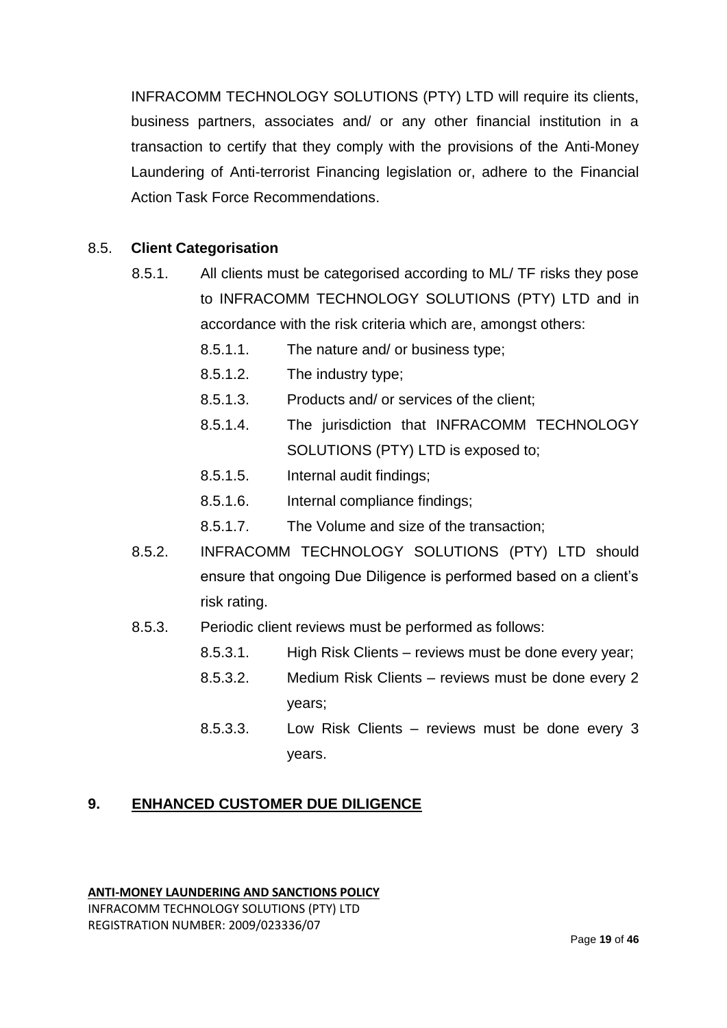INFRACOMM TECHNOLOGY SOLUTIONS (PTY) LTD will require its clients, business partners, associates and/ or any other financial institution in a transaction to certify that they comply with the provisions of the Anti-Money Laundering of Anti-terrorist Financing legislation or, adhere to the Financial Action Task Force Recommendations.

### 8.5. **Client Categorisation**

8.5.1. All clients must be categorised according to ML/ TF risks they pose to INFRACOMM TECHNOLOGY SOLUTIONS (PTY) LTD and in accordance with the risk criteria which are, amongst others:

- 8.5.1.1. The nature and/ or business type;
- 8.5.1.2. The industry type;
- 8.5.1.3. Products and/ or services of the client;
- 8.5.1.4. The jurisdiction that INFRACOMM TECHNOLOGY SOLUTIONS (PTY) LTD is exposed to;
- 8.5.1.5. Internal audit findings;
- 8.5.1.6. Internal compliance findings;
- 8.5.1.7. The Volume and size of the transaction;

8.5.2. INFRACOMM TECHNOLOGY SOLUTIONS (PTY) LTD should ensure that ongoing Due Diligence is performed based on a client's risk rating.

8.5.3. Periodic client reviews must be performed as follows:

- 8.5.3.1. High Risk Clients – reviews must be done every year;
- 8.5.3.2. Medium Risk Clients – reviews must be done every 2 years;
- 8.5.3.3. Low Risk Clients – reviews must be done every 3 years.

## 9. ENHANCED CUSTOMER DUE DILIGENCE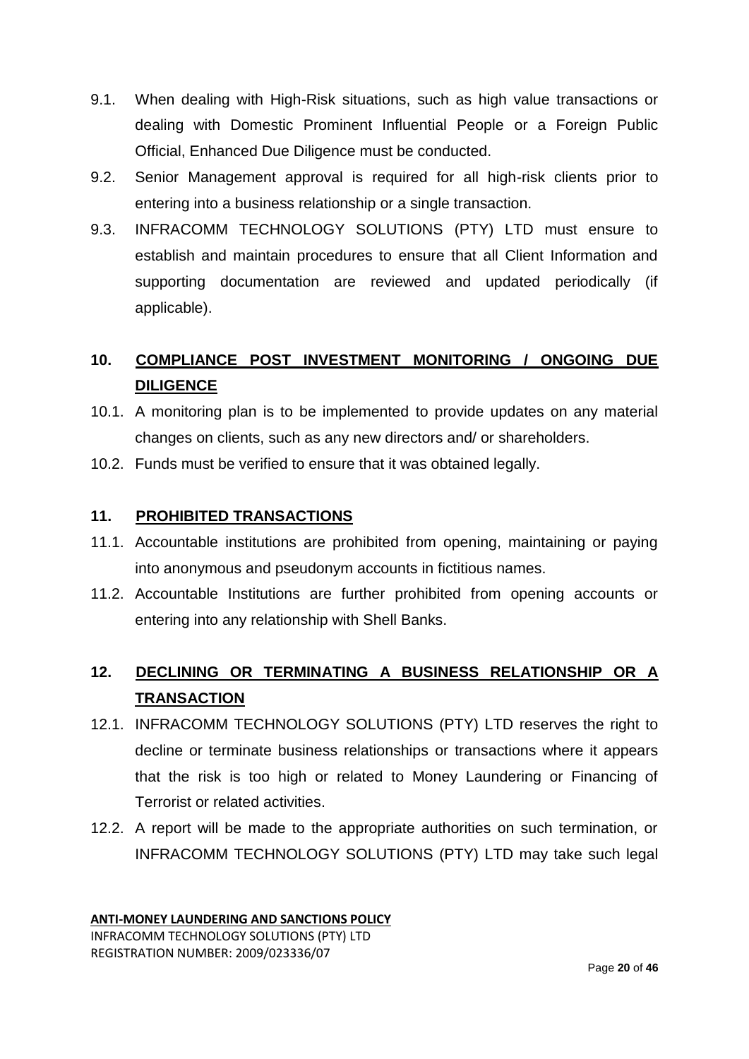9.1. When dealing with High-Risk situations, such as high value transactions or dealing with Domestic Prominent Influential People or a Foreign Public Official, Enhanced Due Diligence must be conducted.

9.2. Senior Management approval is required for all high-risk clients prior to entering into a business relationship or a single transaction.

9.3. INFRACOMM TECHNOLOGY SOLUTIONS (PTY) LTD must ensure to establish and maintain procedures to ensure that all Client Information and supporting documentation are reviewed and updated periodically (if applicable).

## 10. COMPLIANCE POST INVESTMENT MONITORING / ONGOING DUE DILIGENCE

10.1. A monitoring plan is to be implemented to provide updates on any material changes on clients, such as any new directors and/ or shareholders.

10.2. Funds must be verified to ensure that it was obtained legally.

## 11. PROHIBITED TRANSACTIONS

11.1. Accountable institutions are prohibited from opening, maintaining or paying into anonymous and pseudonym accounts in fictitious names.

11.2. Accountable Institutions are further prohibited from opening accounts or entering into any relationship with Shell Banks.

## 12. DECLINING OR TERMINATING A BUSINESS RELATIONSHIP OR A TRANSACTION

12.1. INFRACOMM TECHNOLOGY SOLUTIONS (PTY) LTD reserves the right to decline or terminate business relationships or transactions where it appears that the risk is too high or related to Money Laundering or Financing of Terrorist or related activities.

12.2. A report will be made to the appropriate authorities on such termination, or INFRACOMM TECHNOLOGY SOLUTIONS (PTY) LTD may take such legal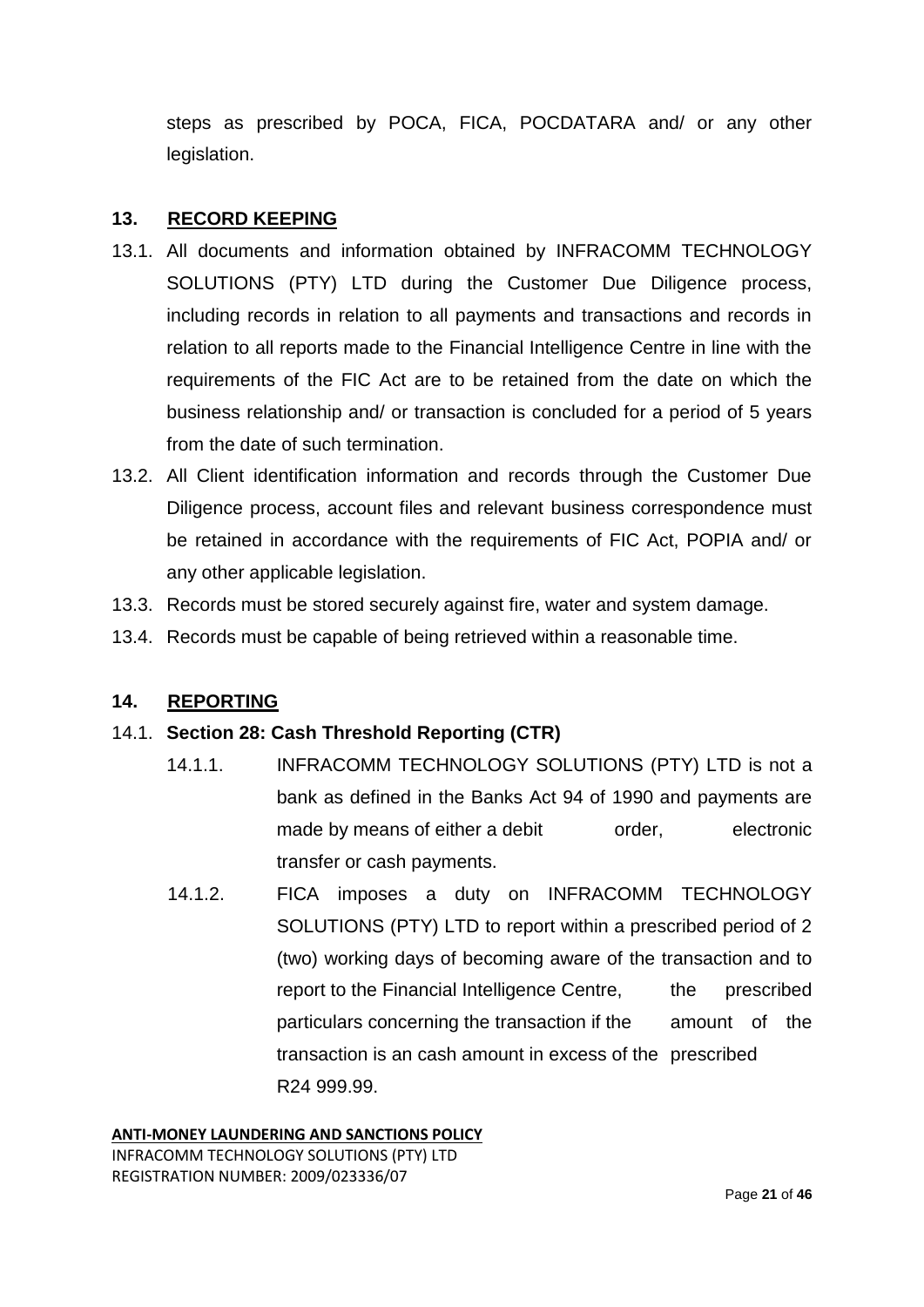steps as prescribed by POCA, FICA, POCDATARA and/ or any other legislation.

## 13. RECORD KEEPING

13.1. All documents and information obtained by INFRACOMM TECHNOLOGY SOLUTIONS (PTY) LTD during the Customer Due Diligence process, including records in relation to all payments and transactions and records in relation to all reports made to the Financial Intelligence Centre in line with the requirements of the FIC Act are to be retained from the date on which the business relationship and/ or transaction is concluded for a period of 5 years from the date of such termination.

13.2. All Client identification information and records through the Customer Due Diligence process, account files and relevant business correspondence must be retained in accordance with the requirements of FIC Act, POPIA and/ or any other applicable legislation.

13.3. Records must be stored securely against fire, water and system damage.

13.4. Records must be capable of being retrieved within a reasonable time.

## 14. REPORTING

14.1. **Section 28: Cash Threshold Reporting (CTR)**

14.1.1. INFRACOMM TECHNOLOGY SOLUTIONS (PTY) LTD is not a bank as defined in the Banks Act 94 of 1990 and payments are made by means of either a debit order, electronic transfer or cash payments.

14.1.2. FICA imposes a duty on INFRACOMM TECHNOLOGY SOLUTIONS (PTY) LTD to report within a prescribed period of 2 (two) working days of becoming aware of the transaction and to report to the Financial Intelligence Centre, the prescribed particulars concerning the transaction if the amount of the transaction is an cash amount in excess of the prescribed R24 999.99.

**ANTI-MONEY LAUNDERING AND SANCTIONS POLICY**
INFRACOMM TECHNOLOGY SOLUTIONS (PTY) LTD
REGISTRATION NUMBER: 2009/023336/07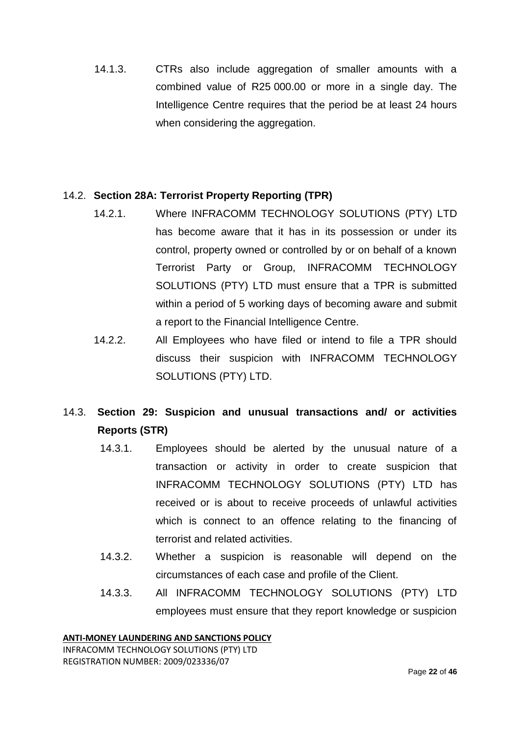14.1.3. CTRs also include aggregation of smaller amounts with a combined value of R25 000.00 or more in a single day. The Intelligence Centre requires that the period be at least 24 hours when considering the aggregation.

14.2. **Section 28A: Terrorist Property Reporting (TPR)**

14.2.1. Where INFRACOMM TECHNOLOGY SOLUTIONS (PTY) LTD has become aware that it has in its possession or under its control, property owned or controlled by or on behalf of a known Terrorist Party or Group, INFRACOMM TECHNOLOGY SOLUTIONS (PTY) LTD must ensure that a TPR is submitted within a period of 5 working days of becoming aware and submit a report to the Financial Intelligence Centre.

14.2.2. All Employees who have filed or intend to file a TPR should discuss their suspicion with INFRACOMM TECHNOLOGY SOLUTIONS (PTY) LTD.

14.3. **Section 29: Suspicion and unusual transactions and/ or activities Reports (STR)**

14.3.1. Employees should be alerted by the unusual nature of a transaction or activity in order to create suspicion that INFRACOMM TECHNOLOGY SOLUTIONS (PTY) LTD has received or is about to receive proceeds of unlawful activities which is connect to an offence relating to the financing of terrorist and related activities.

14.3.2. Whether a suspicion is reasonable will depend on the circumstances of each case and profile of the Client.

14.3.3. All INFRACOMM TECHNOLOGY SOLUTIONS (PTY) LTD employees must ensure that they report knowledge or suspicion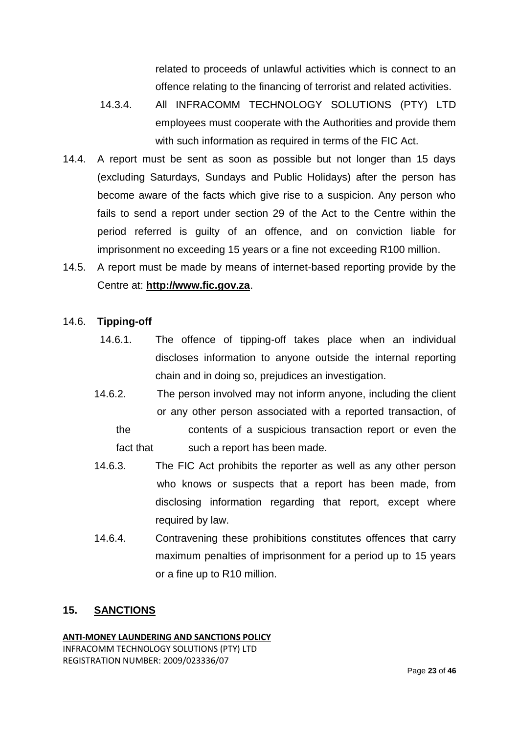related to proceeds of unlawful activities which is connect to an offence relating to the financing of terrorist and related activities.

14.3.4. All INFRACOMM TECHNOLOGY SOLUTIONS (PTY) LTD employees must cooperate with the Authorities and provide them with such information as required in terms of the FIC Act.

14.4. A report must be sent as soon as possible but not longer than 15 days (excluding Saturdays, Sundays and Public Holidays) after the person has become aware of the facts which give rise to a suspicion. Any person who fails to send a report under section 29 of the Act to the Centre within the period referred is guilty of an offence, and on conviction liable for imprisonment no exceeding 15 years or a fine not exceeding R100 million.

14.5. A report must be made by means of internet-based reporting provide by the Centre at: **http://www.fic.gov.za**.

14.6. **Tipping-off**

14.6.1. The offence of tipping-off takes place when an individual discloses information to anyone outside the internal reporting chain and in doing so, prejudices an investigation.

14.6.2. The person involved may not inform anyone, including the client or any other person associated with a reported transaction, of the contents of a suspicious transaction report or even the fact that such a report has been made.

14.6.3. The FIC Act prohibits the reporter as well as any other person who knows or suspects that a report has been made, from disclosing information regarding that report, except where required by law.

14.6.4. Contravening these prohibitions constitutes offences that carry maximum penalties of imprisonment for a period up to 15 years or a fine up to R10 million.

## 15. SANCTIONS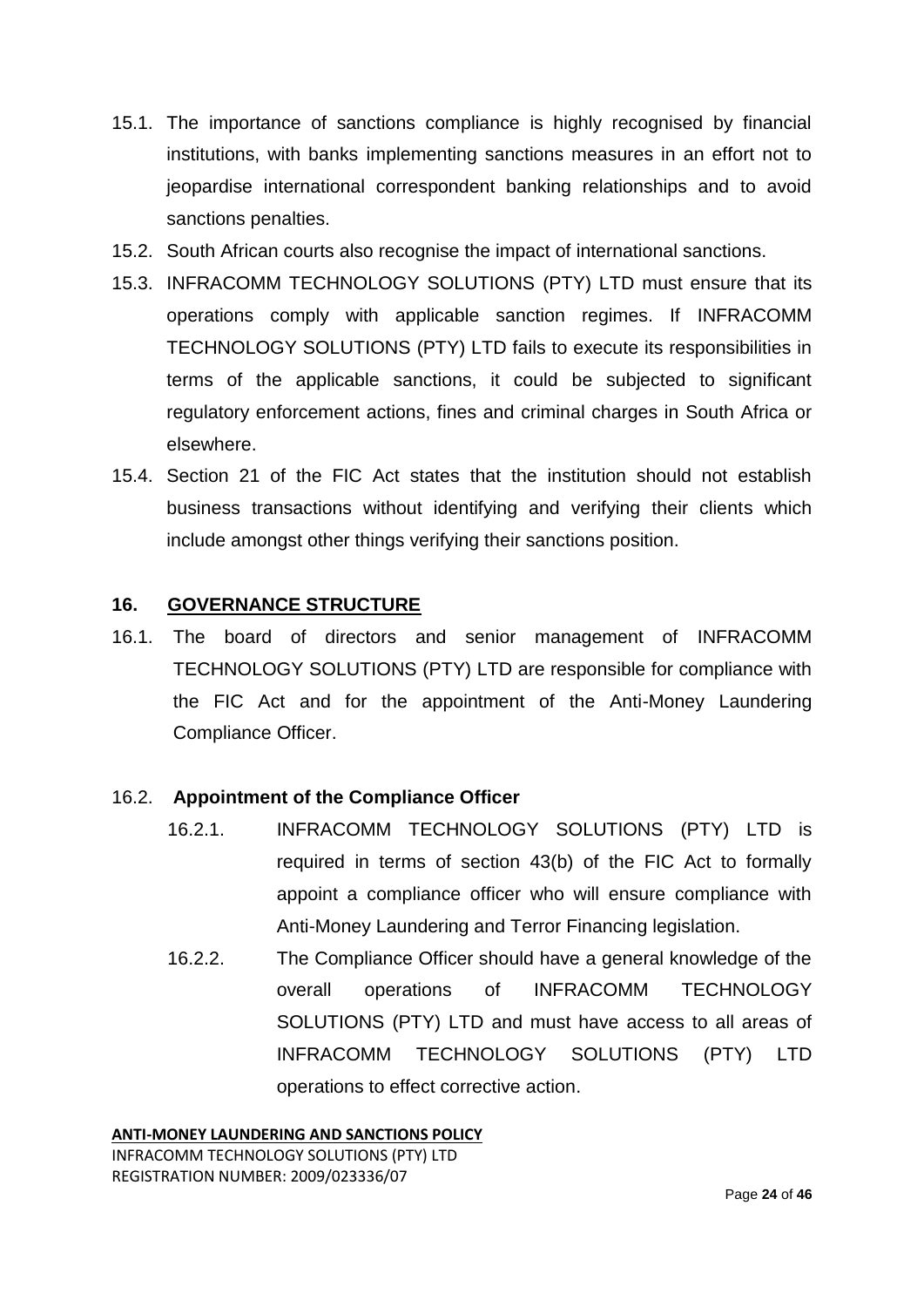15.1. The importance of sanctions compliance is highly recognised by financial institutions, with banks implementing sanctions measures in an effort not to jeopardise international correspondent banking relationships and to avoid sanctions penalties.

15.2. South African courts also recognise the impact of international sanctions.

15.3. INFRACOMM TECHNOLOGY SOLUTIONS (PTY) LTD must ensure that its operations comply with applicable sanction regimes. If INFRACOMM TECHNOLOGY SOLUTIONS (PTY) LTD fails to execute its responsibilities in terms of the applicable sanctions, it could be subjected to significant regulatory enforcement actions, fines and criminal charges in South Africa or elsewhere.

15.4. Section 21 of the FIC Act states that the institution should not establish business transactions without identifying and verifying their clients which include amongst other things verifying their sanctions position.

## 16. GOVERNANCE STRUCTURE

16.1. The board of directors and senior management of INFRACOMM TECHNOLOGY SOLUTIONS (PTY) LTD are responsible for compliance with the FIC Act and for the appointment of the Anti-Money Laundering Compliance Officer.

### 16.2. Appointment of the Compliance Officer

16.2.1. INFRACOMM TECHNOLOGY SOLUTIONS (PTY) LTD is required in terms of section 43(b) of the FIC Act to formally appoint a compliance officer who will ensure compliance with Anti-Money Laundering and Terror Financing legislation.

16.2.2. The Compliance Officer should have a general knowledge of the overall operations of INFRACOMM TECHNOLOGY SOLUTIONS (PTY) LTD and must have access to all areas of INFRACOMM TECHNOLOGY SOLUTIONS (PTY) LTD operations to effect corrective action.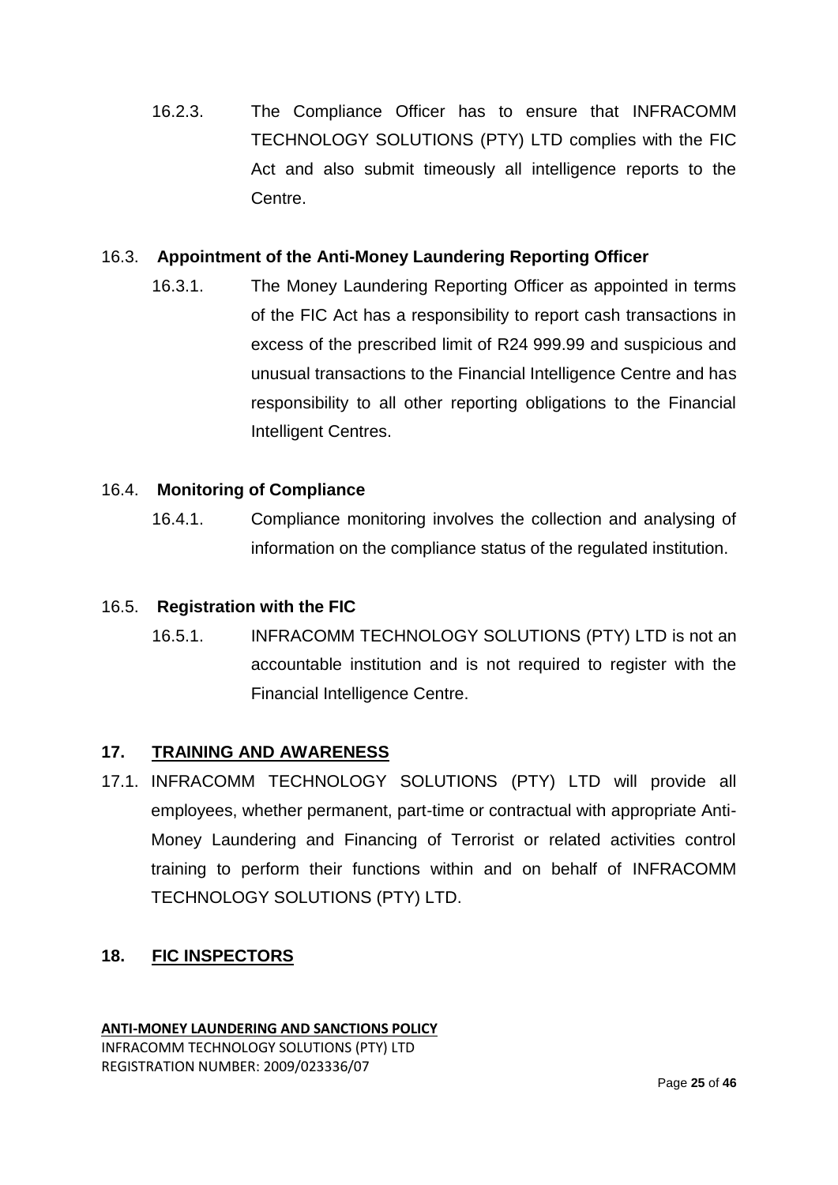16.2.3. The Compliance Officer has to ensure that INFRACOMM TECHNOLOGY SOLUTIONS (PTY) LTD complies with the FIC Act and also submit timeously all intelligence reports to the Centre.

16.3. **Appointment of the Anti-Money Laundering Reporting Officer**

16.3.1. The Money Laundering Reporting Officer as appointed in terms of the FIC Act has a responsibility to report cash transactions in excess of the prescribed limit of R24 999.99 and suspicious and unusual transactions to the Financial Intelligence Centre and has responsibility to all other reporting obligations to the Financial Intelligent Centres.

16.4. **Monitoring of Compliance**

16.4.1. Compliance monitoring involves the collection and analysing of information on the compliance status of the regulated institution.

16.5. **Registration with the FIC**

16.5.1. INFRACOMM TECHNOLOGY SOLUTIONS (PTY) LTD is not an accountable institution and is not required to register with the Financial Intelligence Centre.

## 17. TRAINING AND AWARENESS

17.1. INFRACOMM TECHNOLOGY SOLUTIONS (PTY) LTD will provide all employees, whether permanent, part-time or contractual with appropriate Anti-Money Laundering and Financing of Terrorist or related activities control training to perform their functions within and on behalf of INFRACOMM TECHNOLOGY SOLUTIONS (PTY) LTD.

## 18. FIC INSPECTORS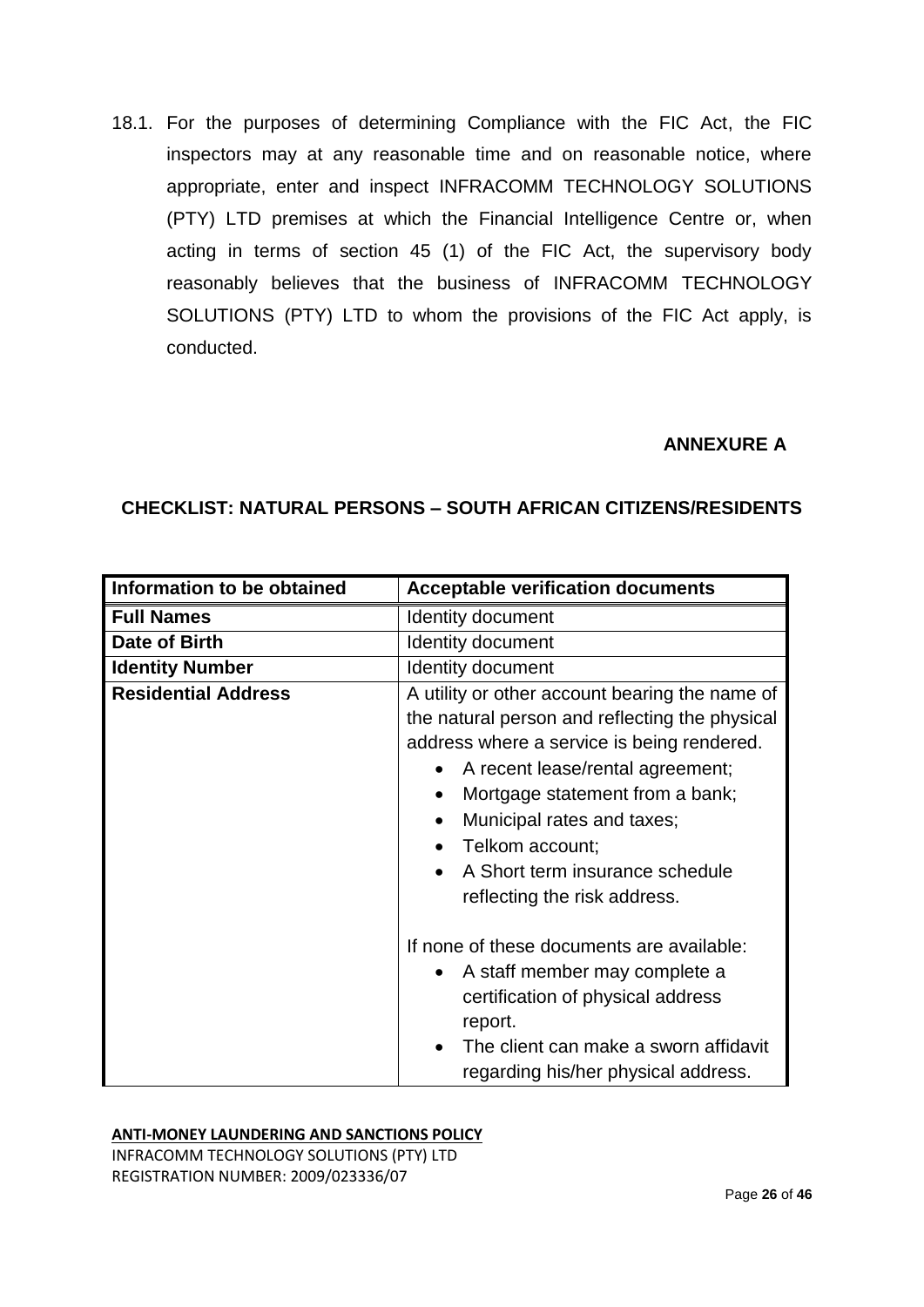18.1. For the purposes of determining Compliance with the FIC Act, the FIC inspectors may at any reasonable time and on reasonable notice, where appropriate, enter and inspect INFRACOMM TECHNOLOGY SOLUTIONS (PTY) LTD premises at which the Financial Intelligence Centre or, when acting in terms of section 45 (1) of the FIC Act, the supervisory body reasonably believes that the business of INFRACOMM TECHNOLOGY SOLUTIONS (PTY) LTD to whom the provisions of the FIC Act apply, is conducted.

**ANNEXURE A**

**CHECKLIST: NATURAL PERSONS – SOUTH AFRICAN CITIZENS/RESIDENTS**

| Information to be obtained | Acceptable verification documents |
|---|---|
| **Full Names** | Identity document |
| **Date of Birth** | Identity document |
| **Identity Number** | Identity document |
| **Residential Address** | A utility or other account bearing the name of the natural person and reflecting the physical address where a service is being rendered.<br>• A recent lease/rental agreement;<br>• Mortgage statement from a bank;<br>• Municipal rates and taxes;<br>• Telkom account;<br>• A Short term insurance schedule reflecting the risk address.<br><br>If none of these documents are available:<br>• A staff member may complete a certification of physical address report.<br>• The client can make a sworn affidavit regarding his/her physical address. |

**ANTI-MONEY LAUNDERING AND SANCTIONS POLICY**
INFRACOMM TECHNOLOGY SOLUTIONS (PTY) LTD
REGISTRATION NUMBER: 2009/023336/07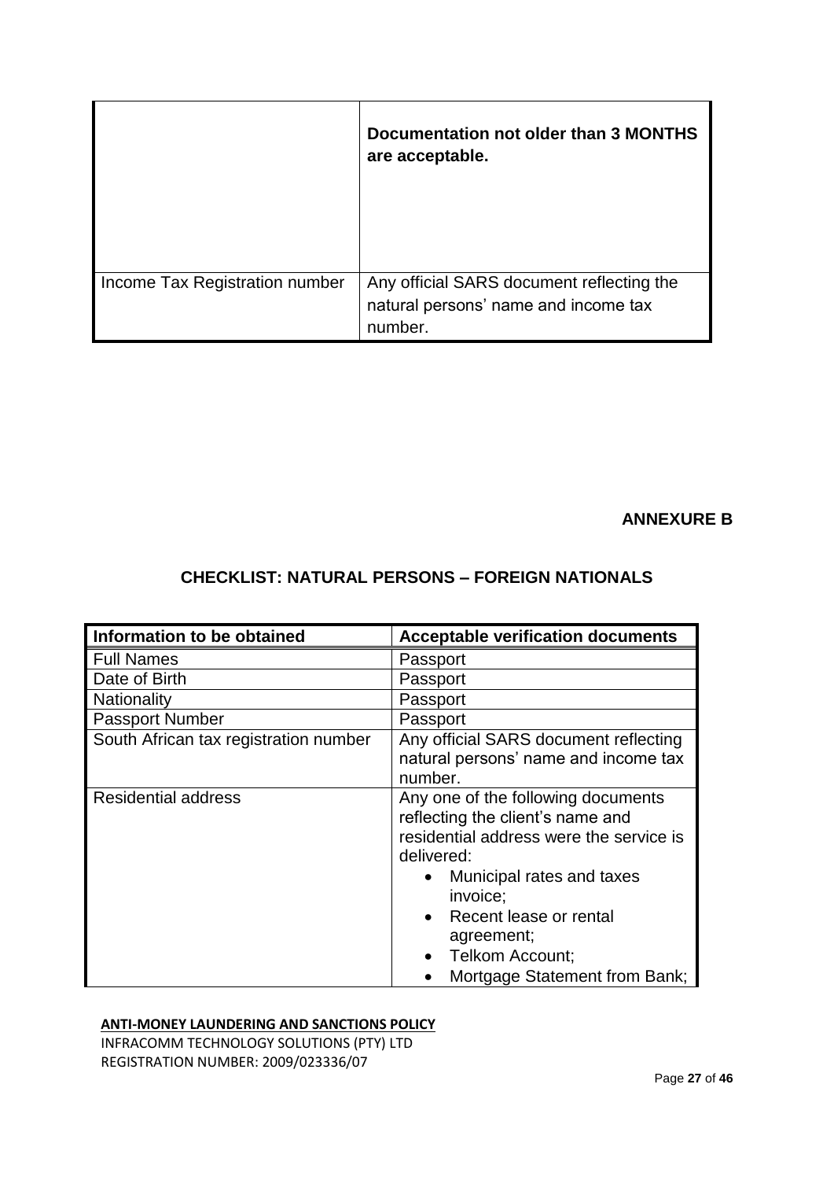| | |
|---|---|
| | **Documentation not older than 3 MONTHS are acceptable.** |
| Income Tax Registration number | Any official SARS document reflecting the natural persons' name and income tax number. |

**ANNEXURE B**

## CHECKLIST: NATURAL PERSONS – FOREIGN NATIONALS

| Information to be obtained | Acceptable verification documents |
|---|---|
| Full Names | Passport |
| Date of Birth | Passport |
| Nationality | Passport |
| Passport Number | Passport |
| South African tax registration number | Any official SARS document reflecting natural persons' name and income tax number. |
| Residential address | Any one of the following documents reflecting the client's name and residential address were the service is delivered: <br>• Municipal rates and taxes invoice; <br>• Recent lease or rental agreement; <br>• Telkom Account; <br>• Mortgage Statement from Bank; |

**ANTI-MONEY LAUNDERING AND SANCTIONS POLICY**
INFRACOMM TECHNOLOGY SOLUTIONS (PTY) LTD
REGISTRATION NUMBER: 2009/023336/07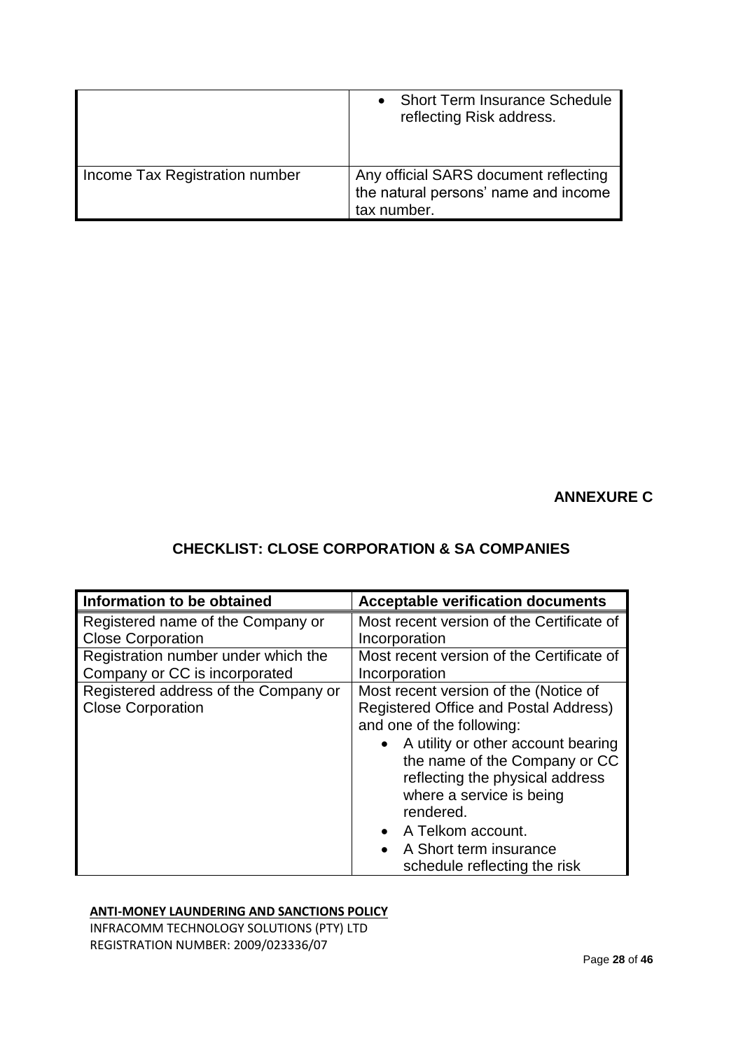|  |  |
| --- | --- |
|  | • Short Term Insurance Schedule reflecting Risk address. |
| Income Tax Registration number | Any official SARS document reflecting the natural persons' name and income tax number. |

**ANNEXURE C**

## CHECKLIST: CLOSE CORPORATION & SA COMPANIES

| Information to be obtained | Acceptable verification documents |
| --- | --- |
| Registered name of the Company or Close Corporation | Most recent version of the Certificate of Incorporation |
| Registration number under which the Company or CC is incorporated | Most recent version of the Certificate of Incorporation |
| Registered address of the Company or Close Corporation | Most recent version of the (Notice of Registered Office and Postal Address) and one of the following: <br>• A utility or other account bearing the name of the Company or CC reflecting the physical address where a service is being rendered. <br>• A Telkom account. <br>• A Short term insurance schedule reflecting the risk |

**ANTI-MONEY LAUNDERING AND SANCTIONS POLICY**
INFRACOMM TECHNOLOGY SOLUTIONS (PTY) LTD
REGISTRATION NUMBER: 2009/023336/07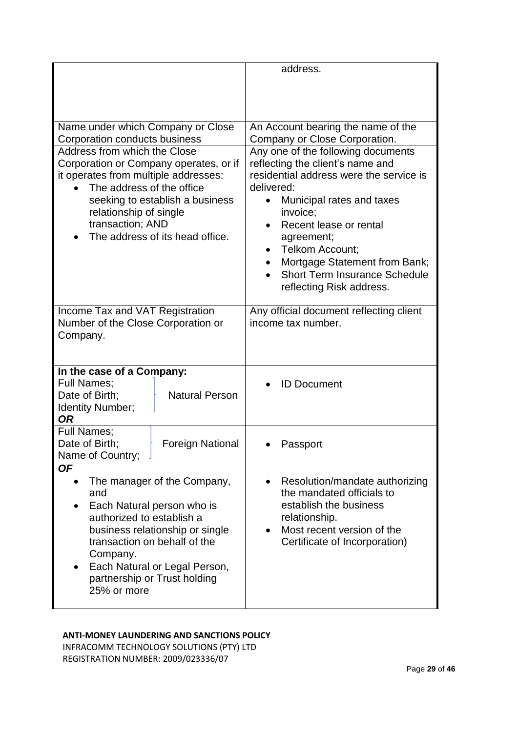| | |
|---|---|
| | address. |
| Name under which Company or Close Corporation conducts business | An Account bearing the name of the Company or Close Corporation. |
| Address from which the Close Corporation or Company operates, or if it operates from multiple addresses:<br>• The address of the office seeking to establish a business relationship of single transaction; AND<br>• The address of its head office. | Any one of the following documents reflecting the client's name and residential address were the service is delivered:<br>• Municipal rates and taxes invoice;<br>• Recent lease or rental agreement;<br>• Telkom Account;<br>• Mortgage Statement from Bank;<br>• Short Term Insurance Schedule reflecting Risk address. |
| Income Tax and VAT Registration Number of the Close Corporation or Company. | Any official document reflecting client income tax number. |
| **In the case of a Company:**<br>Full Names;<br>Date of Birth; } Natural Person<br>Identity Number;<br>***OR*** | • ID Document |
| Full Names;<br>Date of Birth; } Foreign National<br>Name of Country;<br>***OF***<br>• The manager of the Company, and<br>• Each Natural person who is authorized to establish a business relationship or single transaction on behalf of the Company.<br>• Each Natural or Legal Person, partnership or Trust holding 25% or more | • Passport<br><br>• Resolution/mandate authorizing the mandated officials to establish the business relationship.<br>• Most recent version of the Certificate of Incorporation) |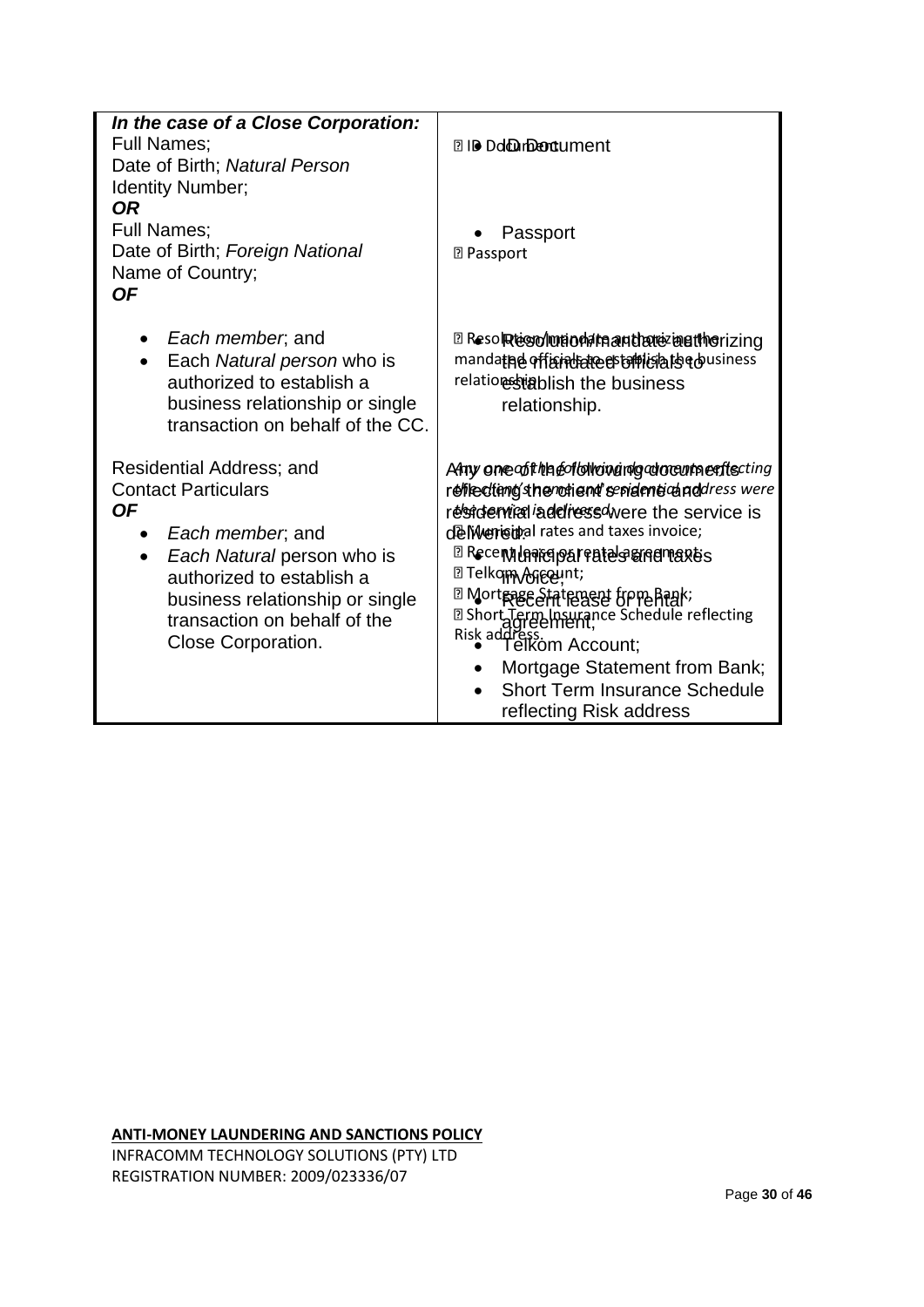| ***In the case of a Close Corporation:*** <br> Full Names; <br> Date of Birth; *Natural Person* <br> Identity Number; <br> ***OR*** <br> Full Names; <br> Date of Birth; *Foreign National* <br> Name of Country; <br> ***OF*** | • ID Document <br><br><br> • Passport |
|---|---|
| • *Each member*; and <br> • Each *Natural person* who is authorized to establish a business relationship or single transaction on behalf of the CC. | • Resolution/mandate authorizing the mandated officials to establish the business relationship. |
| Residential Address; and <br> Contact Particulars <br> ***OF*** <br> • *Each member*; and <br> • *Each Natural* person who is authorized to establish a business relationship or single transaction on behalf of the Close Corporation. | Any one of the following documents reflecting the client's name and residential address were the service is delivered: <br> • Municipal rates and taxes invoice; <br> • Recent lease or rental agreement; <br> • Telkom Account; <br> • Mortgage Statement from Bank; <br> • Short Term Insurance Schedule reflecting Risk address |

**ANTI-MONEY LAUNDERING AND SANCTIONS POLICY**
INFRACOMM TECHNOLOGY SOLUTIONS (PTY) LTD
REGISTRATION NUMBER: 2009/023336/07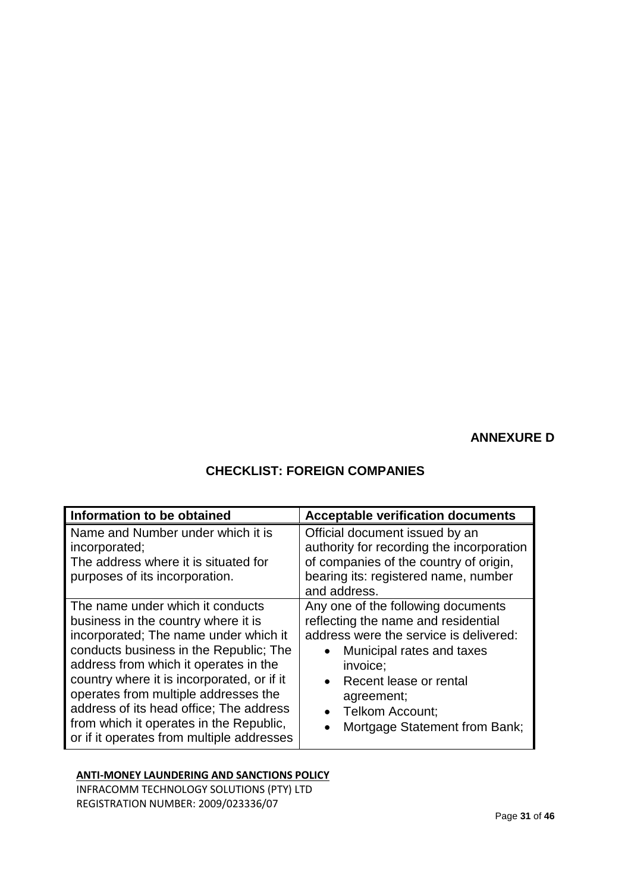**ANNEXURE D**

## CHECKLIST: FOREIGN COMPANIES

| Information to be obtained | Acceptable verification documents |
|---|---|
| Name and Number under which it is incorporated;<br>The address where it is situated for purposes of its incorporation. | Official document issued by an authority for recording the incorporation of companies of the country of origin, bearing its: registered name, number and address. |
| The name under which it conducts business in the country where it is incorporated; The name under which it conducts business in the Republic; The address from which it operates in the country where it is incorporated, or if it operates from multiple addresses the address of its head office; The address from which it operates in the Republic, or if it operates from multiple addresses | Any one of the following documents reflecting the name and residential address were the service is delivered:<br>• Municipal rates and taxes invoice;<br>• Recent lease or rental agreement;<br>• Telkom Account;<br>• Mortgage Statement from Bank; |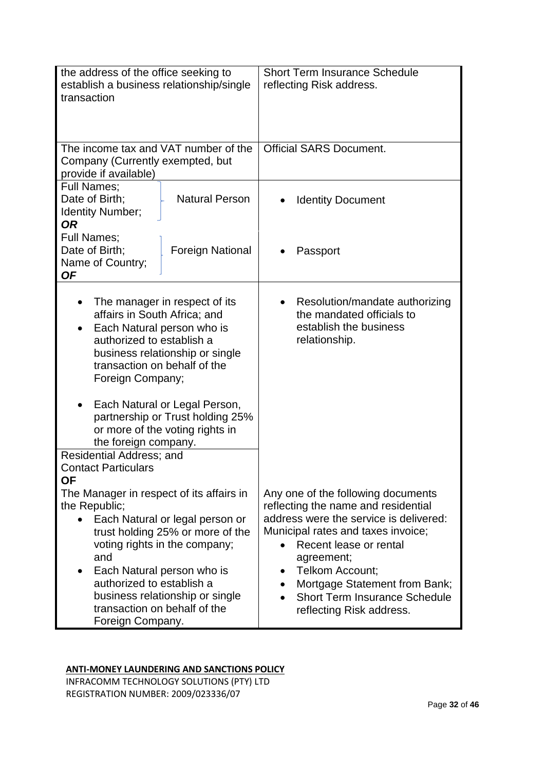| | |
|---|---|
| the address of the office seeking to establish a business relationship/single transaction | Short Term Insurance Schedule reflecting Risk address. |
| The income tax and VAT number of the Company (Currently exempted, but provide if available) | Official SARS Document. |
| Full Names;<br>Date of Birth; — Natural Person<br>Identity Number;<br>***OR*** | • Identity Document |
| Full Names;<br>Date of Birth; — Foreign National<br>Name of Country;<br>***OF*** | • Passport |
| • The manager in respect of its affairs in South Africa; and<br>• Each Natural person who is authorized to establish a business relationship or single transaction on behalf of the Foreign Company;<br><br>• Each Natural or Legal Person, partnership or Trust holding 25% or more of the voting rights in the foreign company. | • Resolution/mandate authorizing the mandated officials to establish the business relationship. |
| Residential Address; and<br>Contact Particulars<br>**OF**<br>The Manager in respect of its affairs in the Republic;<br>• Each Natural or legal person or trust holding 25% or more of the voting rights in the company; and<br>• Each Natural person who is authorized to establish a business relationship or single transaction on behalf of the Foreign Company. | Any one of the following documents reflecting the name and residential address were the service is delivered:<br>Municipal rates and taxes invoice;<br>• Recent lease or rental agreement;<br>• Telkom Account;<br>• Mortgage Statement from Bank;<br>• Short Term Insurance Schedule reflecting Risk address. |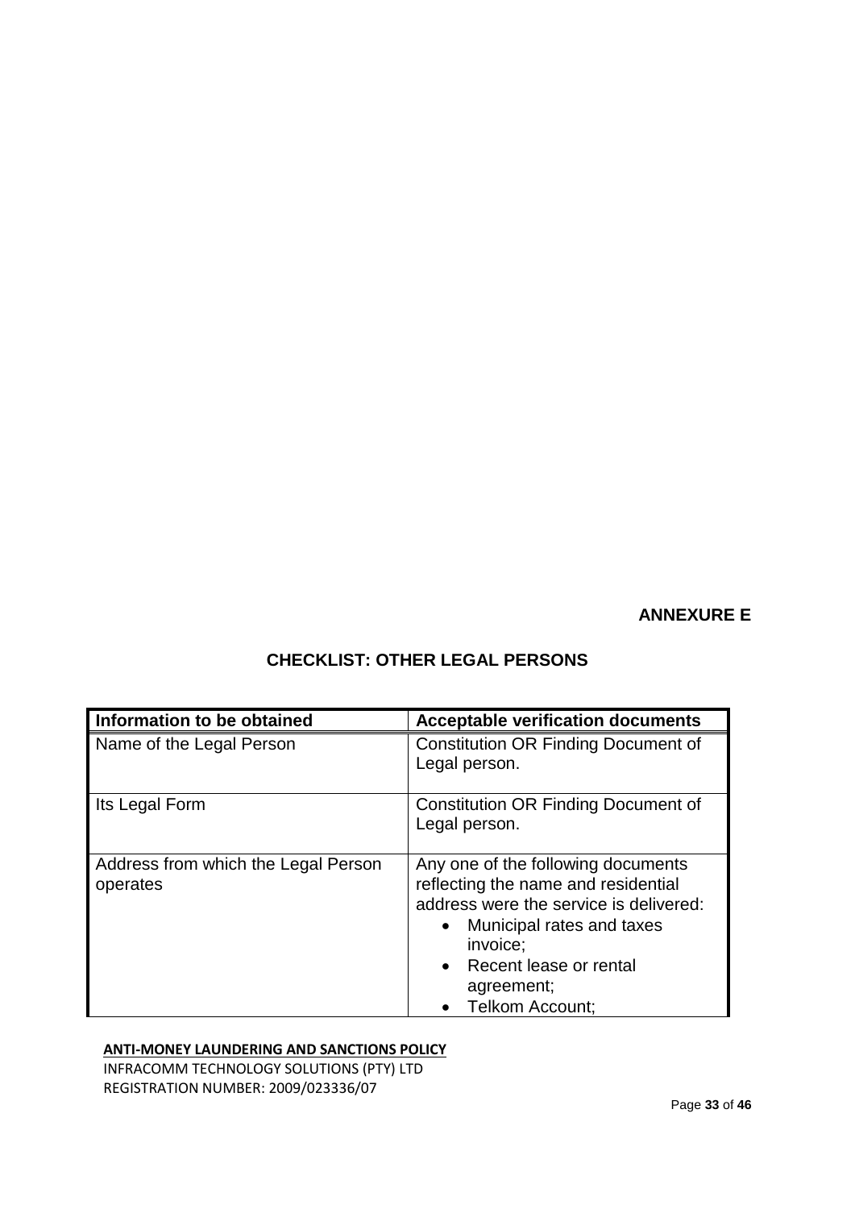**ANNEXURE E**

## CHECKLIST: OTHER LEGAL PERSONS

| Information to be obtained | Acceptable verification documents |
|---|---|
| Name of the Legal Person | Constitution OR Finding Document of Legal person. |
| Its Legal Form | Constitution OR Finding Document of Legal person. |
| Address from which the Legal Person operates | Any one of the following documents reflecting the name and residential address were the service is delivered:<br>• Municipal rates and taxes invoice;<br>• Recent lease or rental agreement;<br>• Telkom Account; |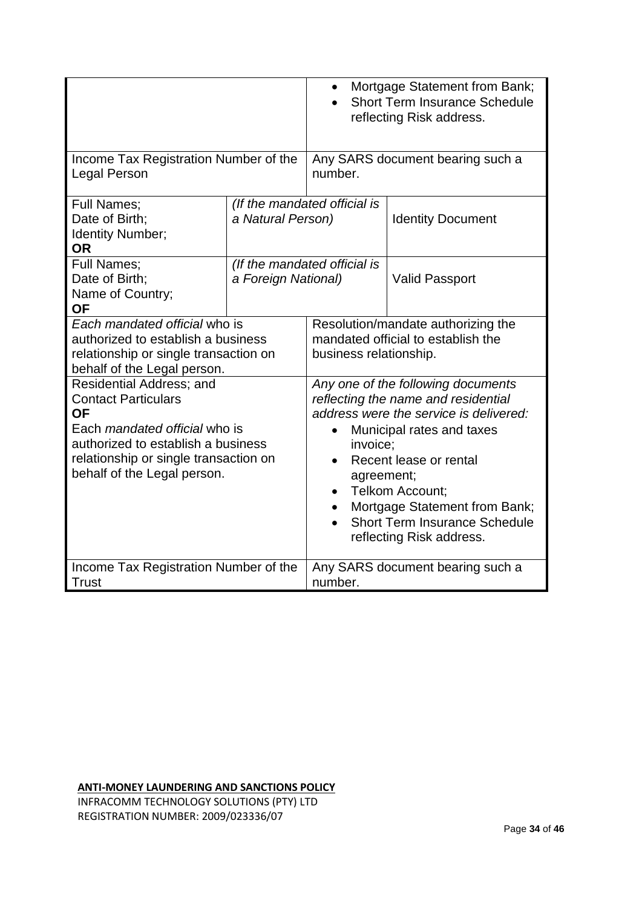| | | |
|---|---|---|
| | | • Mortgage Statement from Bank;<br>• Short Term Insurance Schedule reflecting Risk address. |
| Income Tax Registration Number of the Legal Person | | Any SARS document bearing such a number. |
| Full Names;<br>Date of Birth;<br>Identity Number;<br>**OR** | *(If the mandated official is a Natural Person)* | Identity Document |
| Full Names;<br>Date of Birth;<br>Name of Country;<br>**OF** | *(If the mandated official is a Foreign National)* | Valid Passport |
| *Each mandated official* who is authorized to establish a business relationship or single transaction on behalf of the Legal person. | | Resolution/mandate authorizing the mandated official to establish the business relationship. |
| Residential Address; and<br>Contact Particulars<br>**OF**<br>Each *mandated official* who is authorized to establish a business relationship or single transaction on behalf of the Legal person. | | *Any one of the following documents reflecting the name and residential address were the service is delivered:*<br>• Municipal rates and taxes invoice;<br>• Recent lease or rental agreement;<br>• Telkom Account;<br>• Mortgage Statement from Bank;<br>• Short Term Insurance Schedule reflecting Risk address. |
| Income Tax Registration Number of the Trust | | Any SARS document bearing such a number. |

**ANTI-MONEY LAUNDERING AND SANCTIONS POLICY**
INFRACOMM TECHNOLOGY SOLUTIONS (PTY) LTD
REGISTRATION NUMBER: 2009/023336/07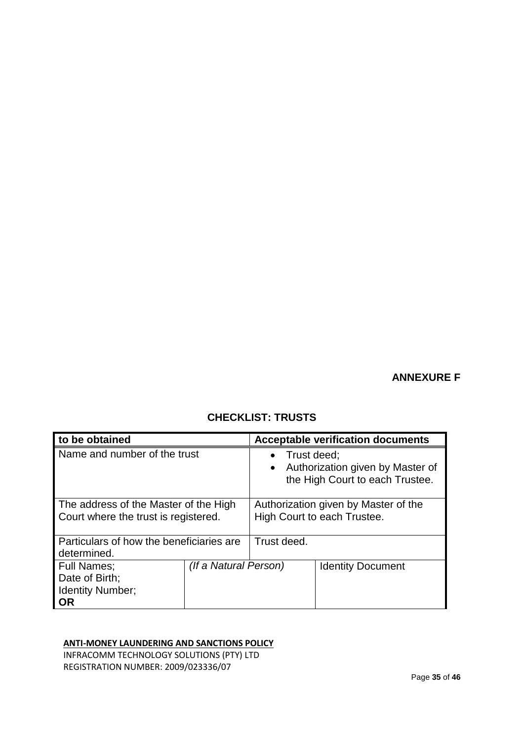**ANNEXURE F**

## CHECKLIST: TRUSTS

| to be obtained | | Acceptable verification documents | |
|---|---|---|---|
| Name and number of the trust | | • Trust deed;<br>• Authorization given by Master of the High Court to each Trustee. | |
| The address of the Master of the High Court where the trust is registered. | | Authorization given by Master of the High Court to each Trustee. | |
| Particulars of how the beneficiaries are determined. | | Trust deed. | |
| Full Names;<br>Date of Birth;<br>Identity Number;<br>**OR** | *(If a Natural Person)* | | Identity Document |

**ANTI-MONEY LAUNDERING AND SANCTIONS POLICY**
INFRACOMM TECHNOLOGY SOLUTIONS (PTY) LTD
REGISTRATION NUMBER: 2009/023336/07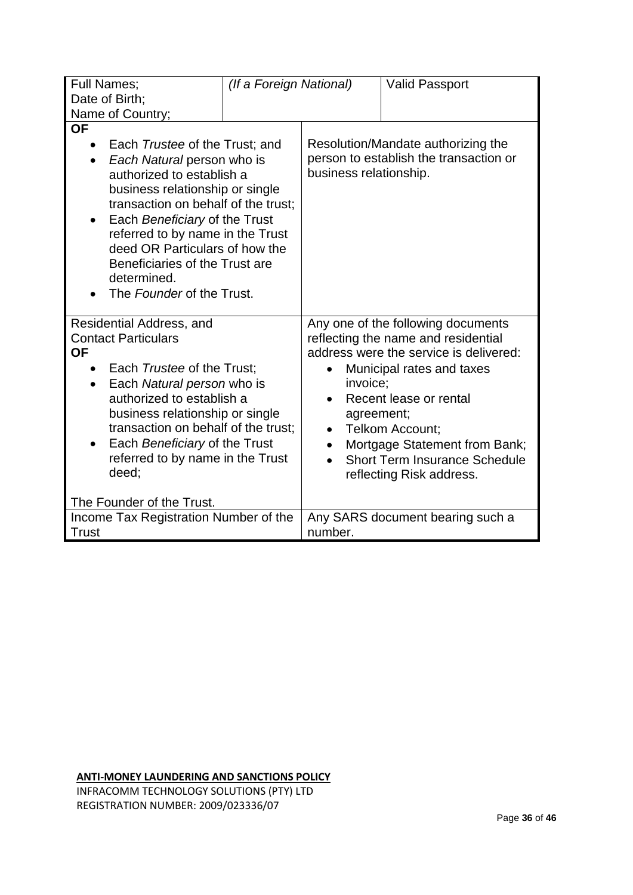| Full Names; Date of Birth; Name of Country; | *(If a Foreign National)* | Valid Passport |
|---|---|---|
| **OF**<br>• Each *Trustee* of the Trust; and<br>• *Each Natural* person who is authorized to establish a business relationship or single transaction on behalf of the trust;<br>• Each *Beneficiary* of the Trust referred to by name in the Trust deed OR Particulars of how the Beneficiaries of the Trust are determined.<br>• The *Founder* of the Trust. | Resolution/Mandate authorizing the person to establish the transaction or business relationship. | |
| Residential Address, and Contact Particulars<br>**OF**<br>• Each *Trustee* of the Trust;<br>• Each *Natural person* who is authorized to establish a business relationship or single transaction on behalf of the trust;<br>• Each *Beneficiary* of the Trust referred to by name in the Trust deed;<br><br>The Founder of the Trust. | Any one of the following documents reflecting the name and residential address were the service is delivered:<br>• Municipal rates and taxes invoice;<br>• Recent lease or rental agreement;<br>• Telkom Account;<br>• Mortgage Statement from Bank;<br>• Short Term Insurance Schedule reflecting Risk address. | |
| Income Tax Registration Number of the Trust | Any SARS document bearing such a number. | |

**ANTI-MONEY LAUNDERING AND SANCTIONS POLICY**
INFRACOMM TECHNOLOGY SOLUTIONS (PTY) LTD
REGISTRATION NUMBER: 2009/023336/07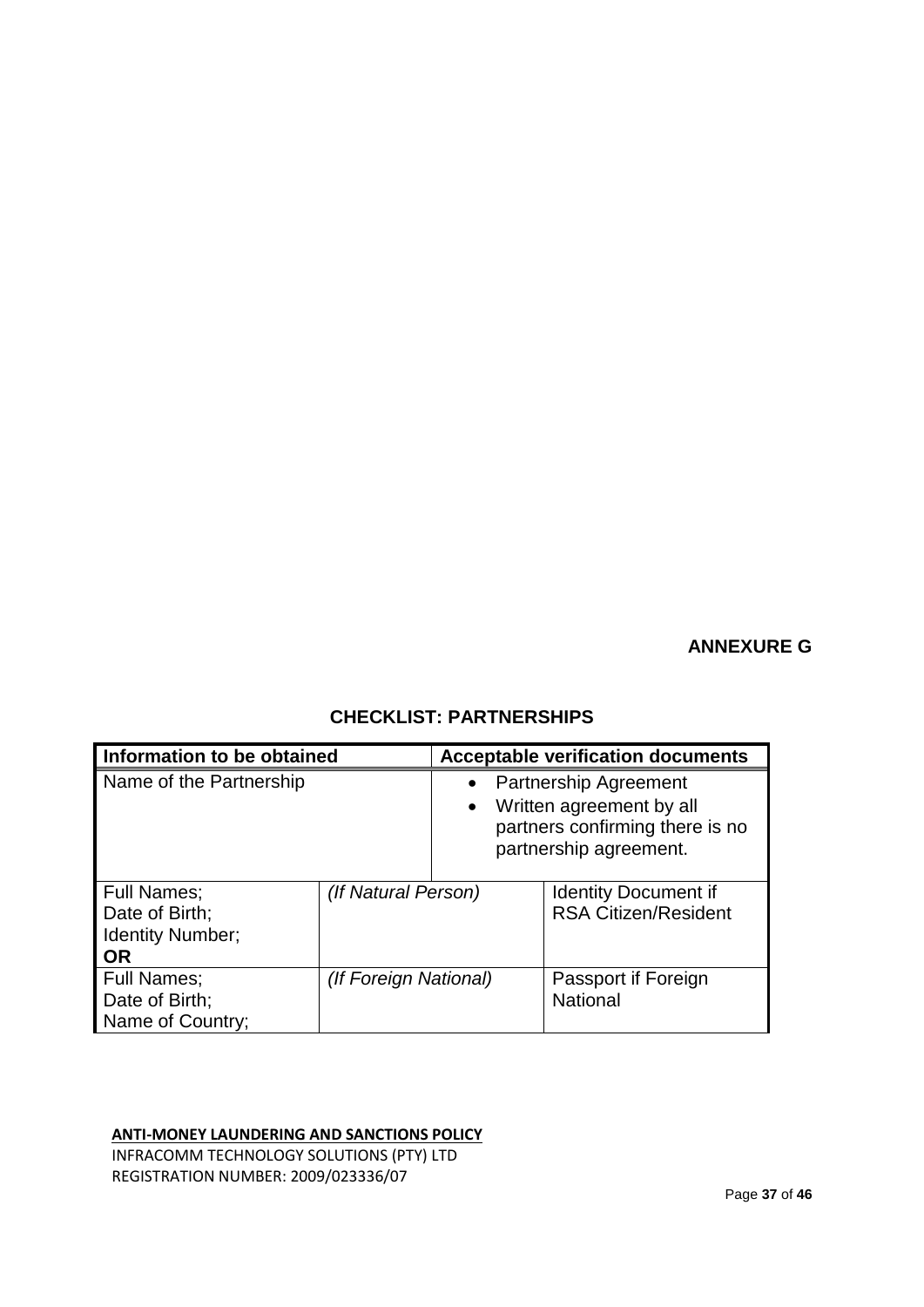**ANNEXURE G**

## CHECKLIST: PARTNERSHIPS

| Information to be obtained | | Acceptable verification documents |
|---|---|---|
| Name of the Partnership | | • Partnership Agreement<br>• Written agreement by all partners confirming there is no partnership agreement. |
| Full Names;<br>Date of Birth;<br>Identity Number;<br>**OR** | *(If Natural Person)* | Identity Document if RSA Citizen/Resident |
| Full Names;<br>Date of Birth;<br>Name of Country; | *(If Foreign National)* | Passport if Foreign National |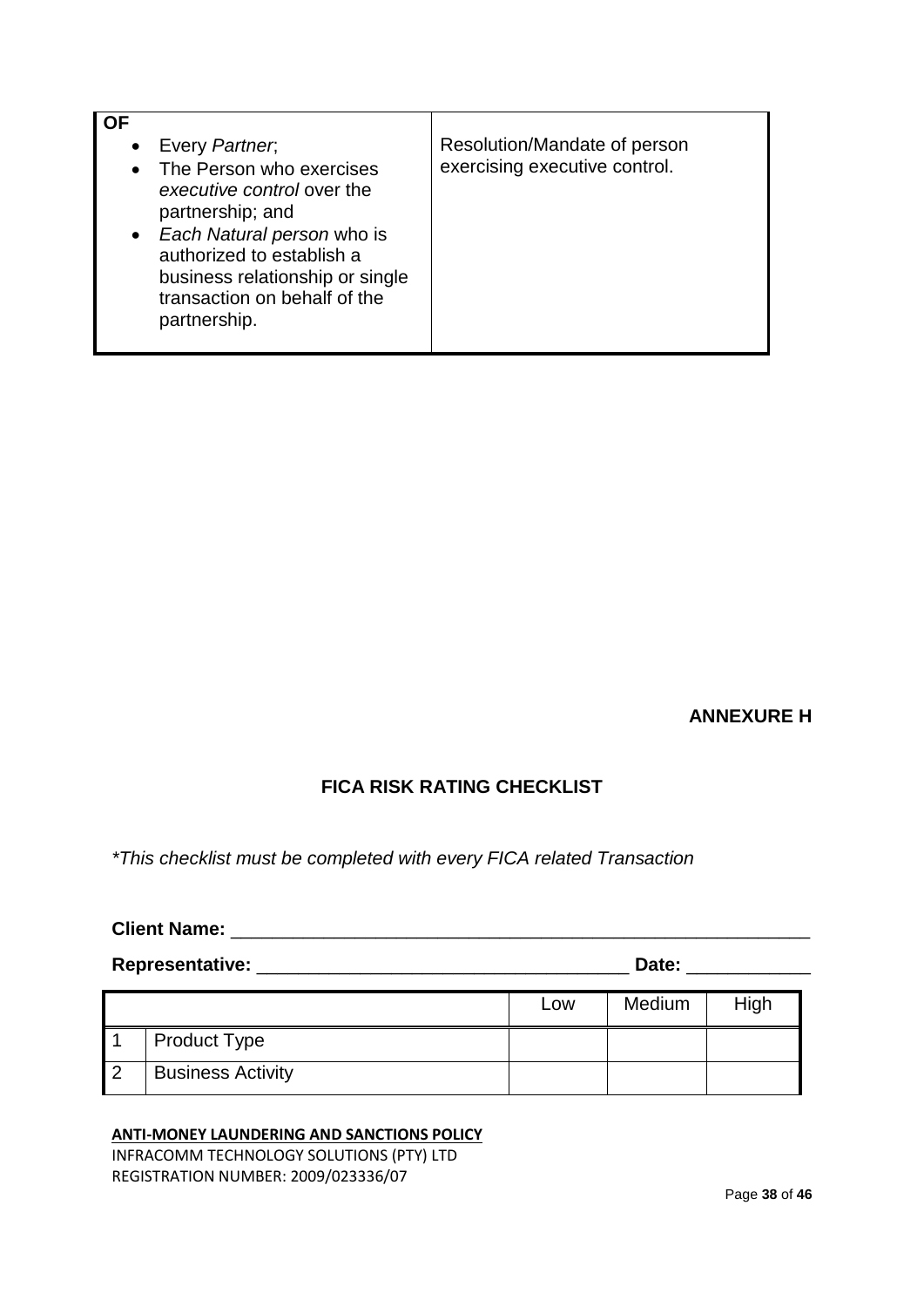| OF<br>• Every *Partner*;<br>• The Person who exercises *executive control* over the partnership; and<br>• *Each Natural person* who is authorized to establish a business relationship or single transaction on behalf of the partnership. | Resolution/Mandate of person exercising executive control. |
|---|---|

**ANNEXURE H**

## FICA RISK RATING CHECKLIST

*\*This checklist must be completed with every FICA related Transaction*

**Client Name:** ___________________________________________________________

**Representative:** ____________________________________ **Date:** ____________

| | | Low | Medium | High |
|---|---|---|---|---|
| 1 | Product Type | | | |
| 2 | Business Activity | | | |

**ANTI-MONEY LAUNDERING AND SANCTIONS POLICY**
INFRACOMM TECHNOLOGY SOLUTIONS (PTY) LTD
REGISTRATION NUMBER: 2009/023336/07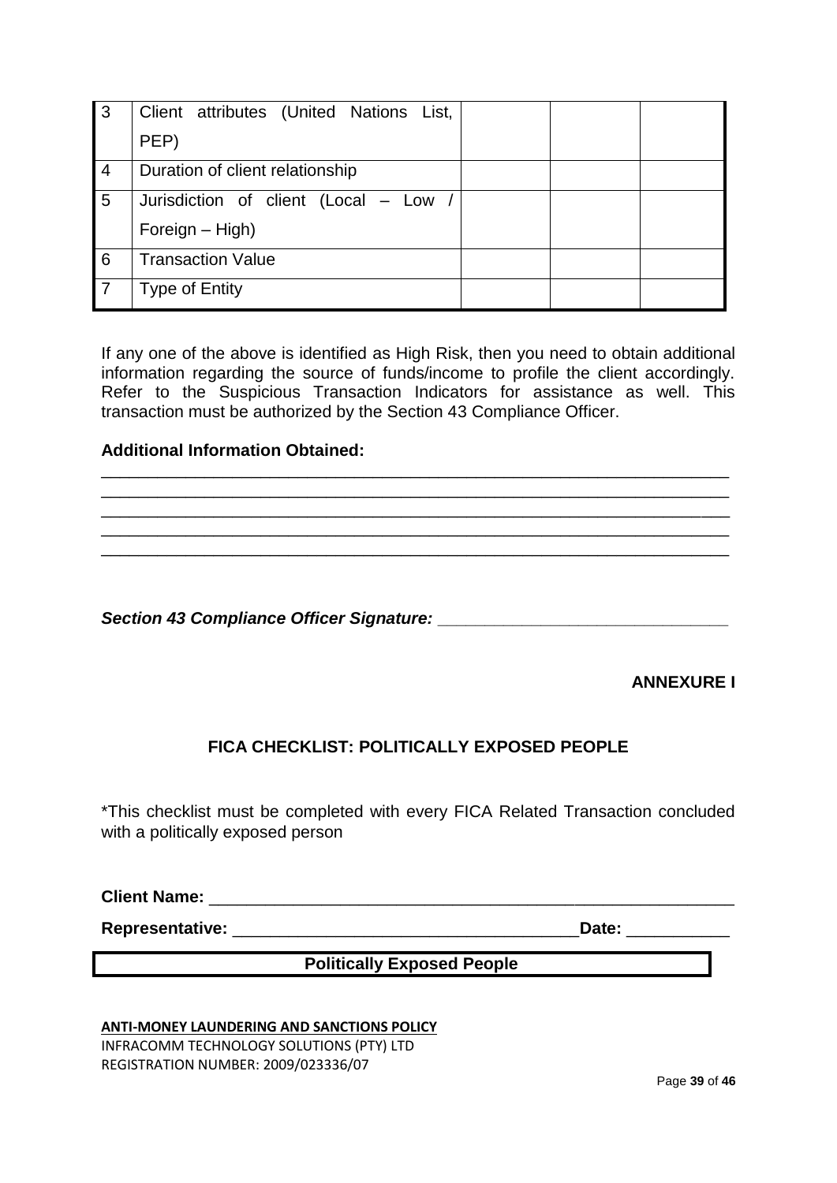| | | | | |
|---|---|---|---|---|
| 3 | Client attributes (United Nations List, PEP) | | | |
| 4 | Duration of client relationship | | | |
| 5 | Jurisdiction of client (Local – Low / Foreign – High) | | | |
| 6 | Transaction Value | | | |
| 7 | Type of Entity | | | |

If any one of the above is identified as High Risk, then you need to obtain additional information regarding the source of funds/income to profile the client accordingly. Refer to the Suspicious Transaction Indicators for assistance as well. This transaction must be authorized by the Section 43 Compliance Officer.

**Additional Information Obtained:**

___________________________________________________________________

___________________________________________________________________

___________________________________________________________________

___________________________________________________________________

___________________________________________________________________

***Section 43 Compliance Officer Signature:*** ______________________________

**ANNEXURE I**

## FICA CHECKLIST: POLITICALLY EXPOSED PEOPLE

*This checklist must be completed with every FICA Related Transaction concluded with a politically exposed person

**Client Name:** _________________________________________________________

**Representative:** ___________________________________ **Date:** ___________

| **Politically Exposed People** |
|---|

**ANTI-MONEY LAUNDERING AND SANCTIONS POLICY**
INFRACOMM TECHNOLOGY SOLUTIONS (PTY) LTD
REGISTRATION NUMBER: 2009/023336/07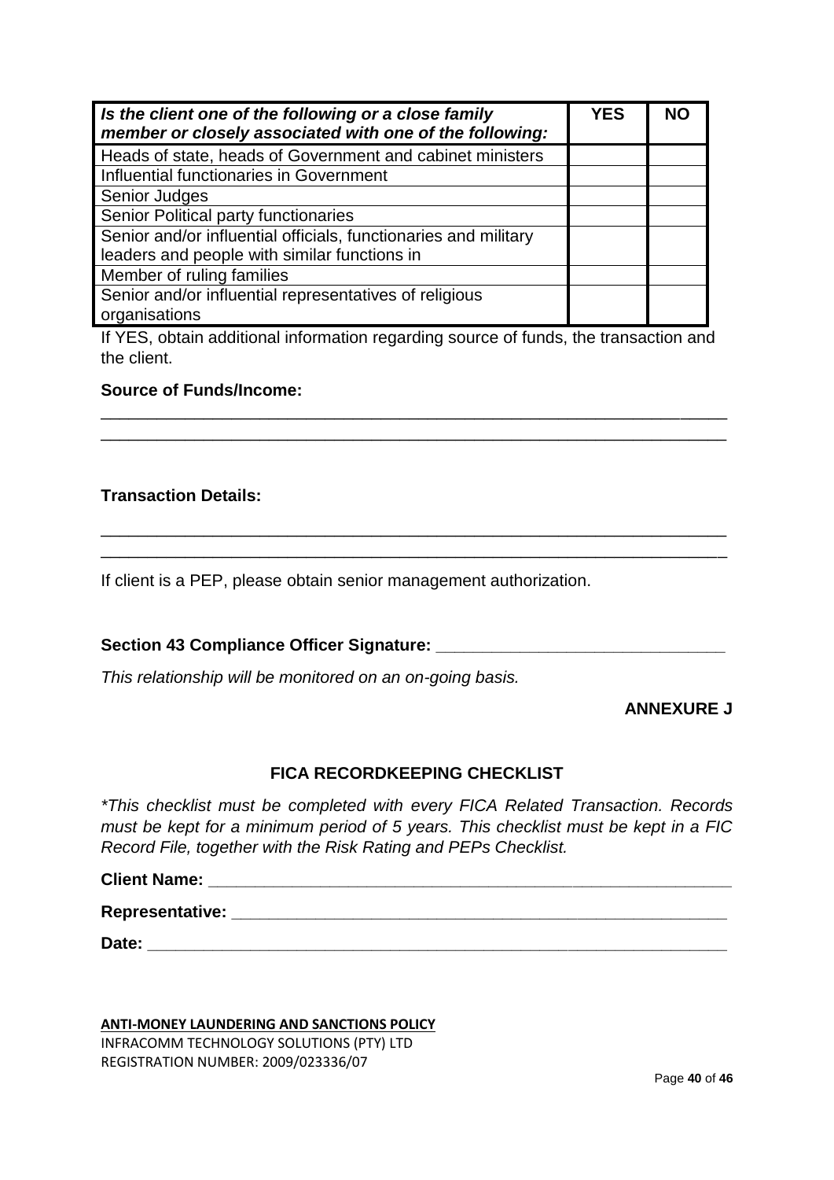| *Is the client one of the following or a close family member or closely associated with one of the following:* | YES | NO |
|---|---|---|
| Heads of state, heads of Government and cabinet ministers | | |
| Influential functionaries in Government | | |
| Senior Judges | | |
| Senior Political party functionaries | | |
| Senior and/or influential officials, functionaries and military leaders and people with similar functions in | | |
| Member of ruling families | | |
| Senior and/or influential representatives of religious organisations | | |

If YES, obtain additional information regarding source of funds, the transaction and the client.

**Source of Funds/Income:**

_________________________________________________________________
_________________________________________________________________

**Transaction Details:**

_________________________________________________________________
_________________________________________________________________

If client is a PEP, please obtain senior management authorization.

**Section 43 Compliance Officer Signature:** _______________________________

*This relationship will be monitored on an on-going basis.*

**ANNEXURE J**

## FICA RECORDKEEPING CHECKLIST

*\*This checklist must be completed with every FICA Related Transaction. Records must be kept for a minimum period of 5 years. This checklist must be kept in a FIC Record File, together with the Risk Rating and PEPs Checklist.*

**Client Name:** _______________________________________________________

**Representative:** ____________________________________________________

**Date:** ____________________________________________________________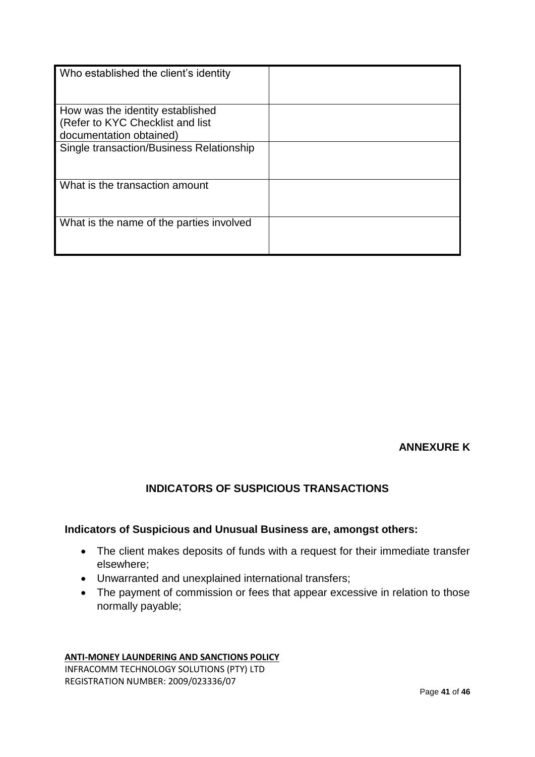| | |
|---|---|
| Who established the client's identity | |
| How was the identity established (Refer to KYC Checklist and list documentation obtained) | |
| Single transaction/Business Relationship | |
| What is the transaction amount | |
| What is the name of the parties involved | |

**ANNEXURE K**

## INDICATORS OF SUSPICIOUS TRANSACTIONS

**Indicators of Suspicious and Unusual Business are, amongst others:**

- The client makes deposits of funds with a request for their immediate transfer elsewhere;
- Unwarranted and unexplained international transfers;
- The payment of commission or fees that appear excessive in relation to those normally payable;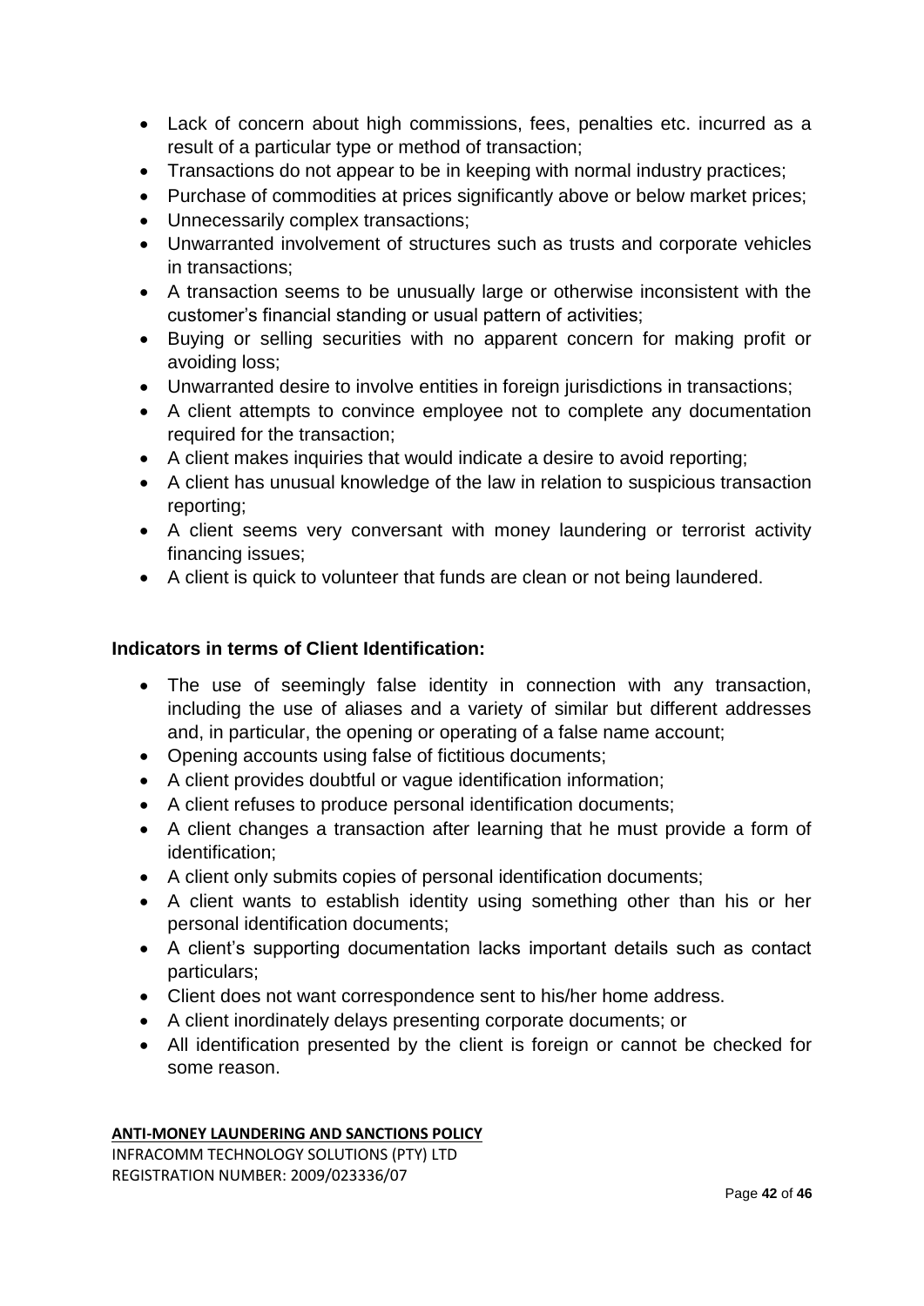- Lack of concern about high commissions, fees, penalties etc. incurred as a result of a particular type or method of transaction;
- Transactions do not appear to be in keeping with normal industry practices;
- Purchase of commodities at prices significantly above or below market prices;
- Unnecessarily complex transactions;
- Unwarranted involvement of structures such as trusts and corporate vehicles in transactions;
- A transaction seems to be unusually large or otherwise inconsistent with the customer's financial standing or usual pattern of activities;
- Buying or selling securities with no apparent concern for making profit or avoiding loss;
- Unwarranted desire to involve entities in foreign jurisdictions in transactions;
- A client attempts to convince employee not to complete any documentation required for the transaction;
- A client makes inquiries that would indicate a desire to avoid reporting;
- A client has unusual knowledge of the law in relation to suspicious transaction reporting;
- A client seems very conversant with money laundering or terrorist activity financing issues;
- A client is quick to volunteer that funds are clean or not being laundered.

**Indicators in terms of Client Identification:**

- The use of seemingly false identity in connection with any transaction, including the use of aliases and a variety of similar but different addresses and, in particular, the opening or operating of a false name account;
- Opening accounts using false of fictitious documents;
- A client provides doubtful or vague identification information;
- A client refuses to produce personal identification documents;
- A client changes a transaction after learning that he must provide a form of identification;
- A client only submits copies of personal identification documents;
- A client wants to establish identity using something other than his or her personal identification documents;
- A client's supporting documentation lacks important details such as contact particulars;
- Client does not want correspondence sent to his/her home address.
- A client inordinately delays presenting corporate documents; or
- All identification presented by the client is foreign or cannot be checked for some reason.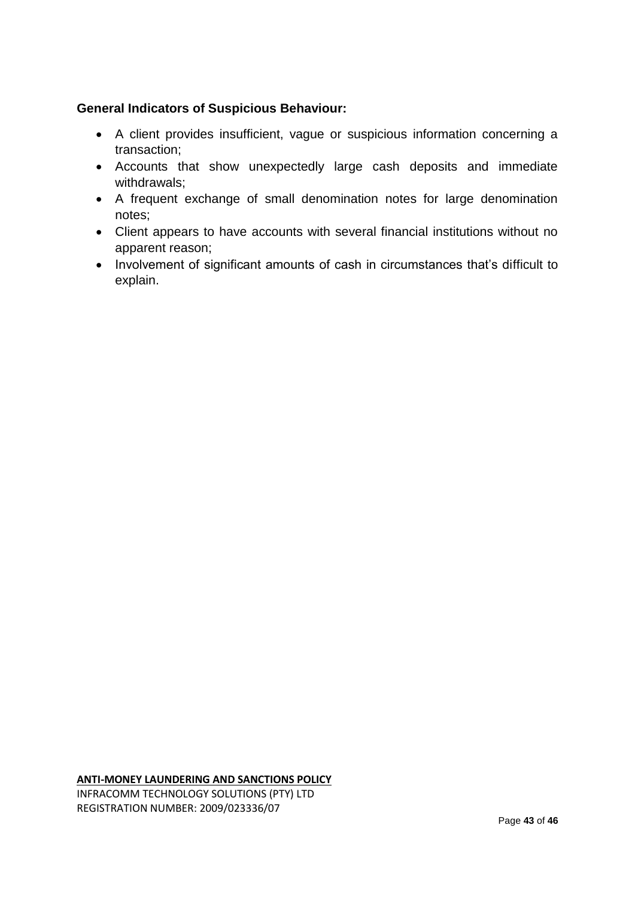**General Indicators of Suspicious Behaviour:**

- A client provides insufficient, vague or suspicious information concerning a transaction;
- Accounts that show unexpectedly large cash deposits and immediate withdrawals;
- A frequent exchange of small denomination notes for large denomination notes;
- Client appears to have accounts with several financial institutions without no apparent reason;
- Involvement of significant amounts of cash in circumstances that's difficult to explain.